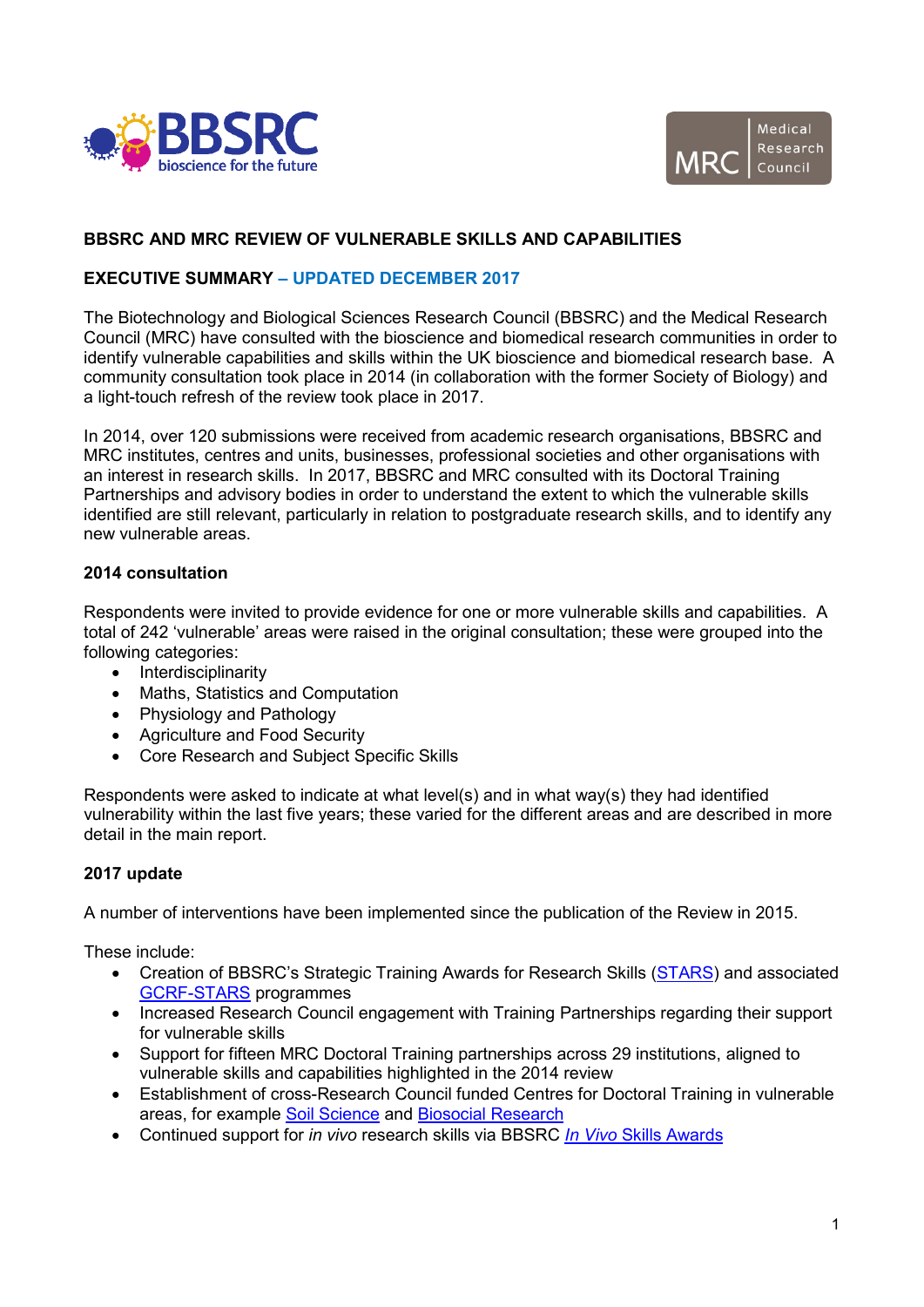# BBSRC AND MRC REVIEW OF VULNERABLE SKILLS AND CAPABILITIES

## EXECUTIVE SUMMARY – UPDATED DECEMBER 2017

The Biotechnology and Biological Sciences Research Council (BBSRC) and the Medical Research Council (MRC) have consulted with the bioscience and biomedical research communities in order to identify vulnerable capabilities and skills within the UK bioscience and biomedical research base. A community consultation took place in 2014 (in collaboration with the former Society of Biology) and a light-touch refresh of the review took place in 2017.

In 2014, over 120 submissions were received from academic research organisations, BBSRC and MRC institutes, centres and units, businesses, professional societies and other organisations with an interest in research skills. In 2017, BBSRC and MRC consulted with its Doctoral Training Partnerships and advisory bodies in order to understand the extent to which the vulnerable skills identified are still relevant, particularly in relation to postgraduate research skills, and to identify any new vulnerable areas.

### 2014 consultation

Respondents were invited to provide evidence for one or more vulnerable skills and capabilities. A total of 242 'vulnerable' areas were raised in the original consultation; these were grouped into the following categories:

- Interdisciplinarity
- Maths, Statistics and Computation
- Physiology and Pathology
- Agriculture and Food Security
- Core Research and Subject Specific Skills

Respondents were asked to indicate at what level(s) and in what way(s) they had identified vulnerability within the last five years; these varied for the different areas and are described in more detail in the main report.

### 2017 update

A number of interventions have been implemented since the publication of the Review in 2015.

These include:

- Creation of BBSRC's Strategic Training Awards for Research Skills (STARS) and associated GCRF-STARS programmes
- Increased Research Council engagement with Training Partnerships regarding their support for vulnerable skills
- Support for fifteen MRC Doctoral Training partnerships across 29 institutions, aligned to vulnerable skills and capabilities highlighted in the 2014 review
- Establishment of cross-Research Council funded Centres for Doctoral Training in vulnerable areas, for example Soil Science and Biosocial Research
- Continued support for *in vivo* research skills via BBSRC *In Vivo* Skills Awards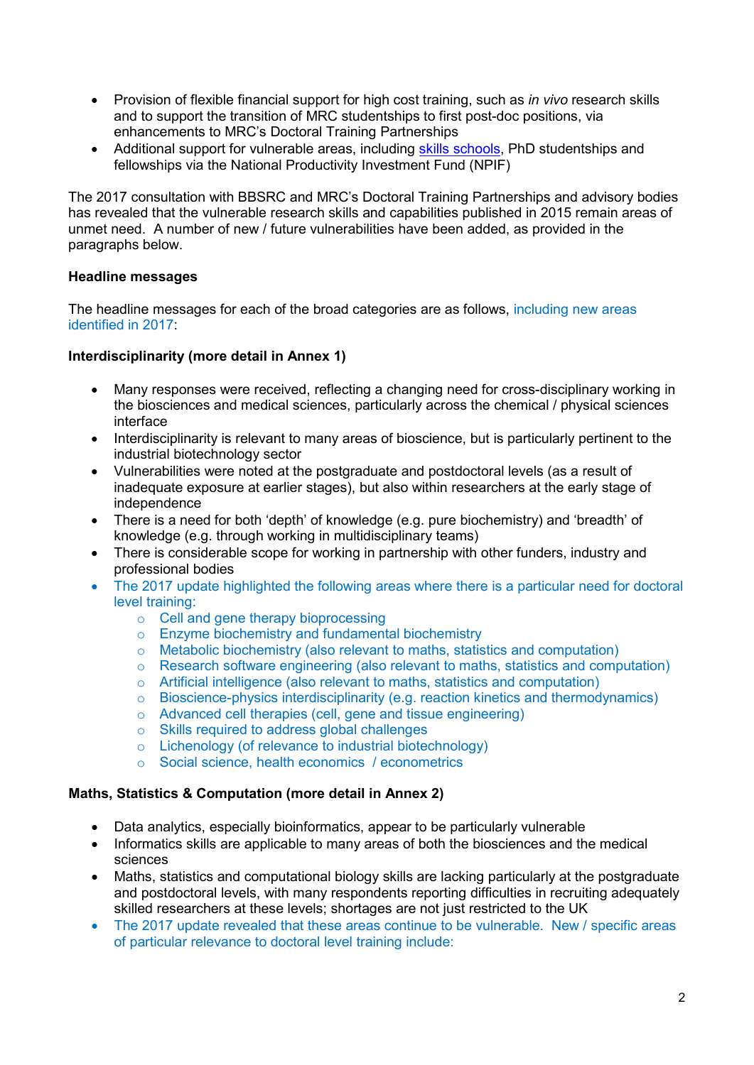- Provision of flexible financial support for high cost training, such as *in vivo* research skills and to support the transition of MRC studentships to first post-doc positions, via enhancements to MRC's Doctoral Training Partnerships
- Additional support for vulnerable areas, including skills schools, PhD studentships and fellowships via the National Productivity Investment Fund (NPIF)

The 2017 consultation with BBSRC and MRC's Doctoral Training Partnerships and advisory bodies has revealed that the vulnerable research skills and capabilities published in 2015 remain areas of unmet need. A number of new / future vulnerabilities have been added, as provided in the paragraphs below.

**Headline messages**

The headline messages for each of the broad categories are as follows, including new areas identified in 2017:

**Interdisciplinarity (more detail in Annex 1)**

- Many responses were received, reflecting a changing need for cross-disciplinary working in the biosciences and medical sciences, particularly across the chemical / physical sciences interface
- Interdisciplinarity is relevant to many areas of bioscience, but is particularly pertinent to the industrial biotechnology sector
- Vulnerabilities were noted at the postgraduate and postdoctoral levels (as a result of inadequate exposure at earlier stages), but also within researchers at the early stage of independence
- There is a need for both 'depth' of knowledge (e.g. pure biochemistry) and 'breadth' of knowledge (e.g. through working in multidisciplinary teams)
- There is considerable scope for working in partnership with other funders, industry and professional bodies
- The 2017 update highlighted the following areas where there is a particular need for doctoral level training:
  - Cell and gene therapy bioprocessing
  - Enzyme biochemistry and fundamental biochemistry
  - Metabolic biochemistry (also relevant to maths, statistics and computation)
  - Research software engineering (also relevant to maths, statistics and computation)
  - Artificial intelligence (also relevant to maths, statistics and computation)
  - Bioscience-physics interdisciplinarity (e.g. reaction kinetics and thermodynamics)
  - Advanced cell therapies (cell, gene and tissue engineering)
  - Skills required to address global challenges
  - Lichenology (of relevance to industrial biotechnology)
  - Social science, health economics / econometrics

**Maths, Statistics & Computation (more detail in Annex 2)**

- Data analytics, especially bioinformatics, appear to be particularly vulnerable
- Informatics skills are applicable to many areas of both the biosciences and the medical sciences
- Maths, statistics and computational biology skills are lacking particularly at the postgraduate and postdoctoral levels, with many respondents reporting difficulties in recruiting adequately skilled researchers at these levels; shortages are not just restricted to the UK
- The 2017 update revealed that these areas continue to be vulnerable. New / specific areas of particular relevance to doctoral level training include: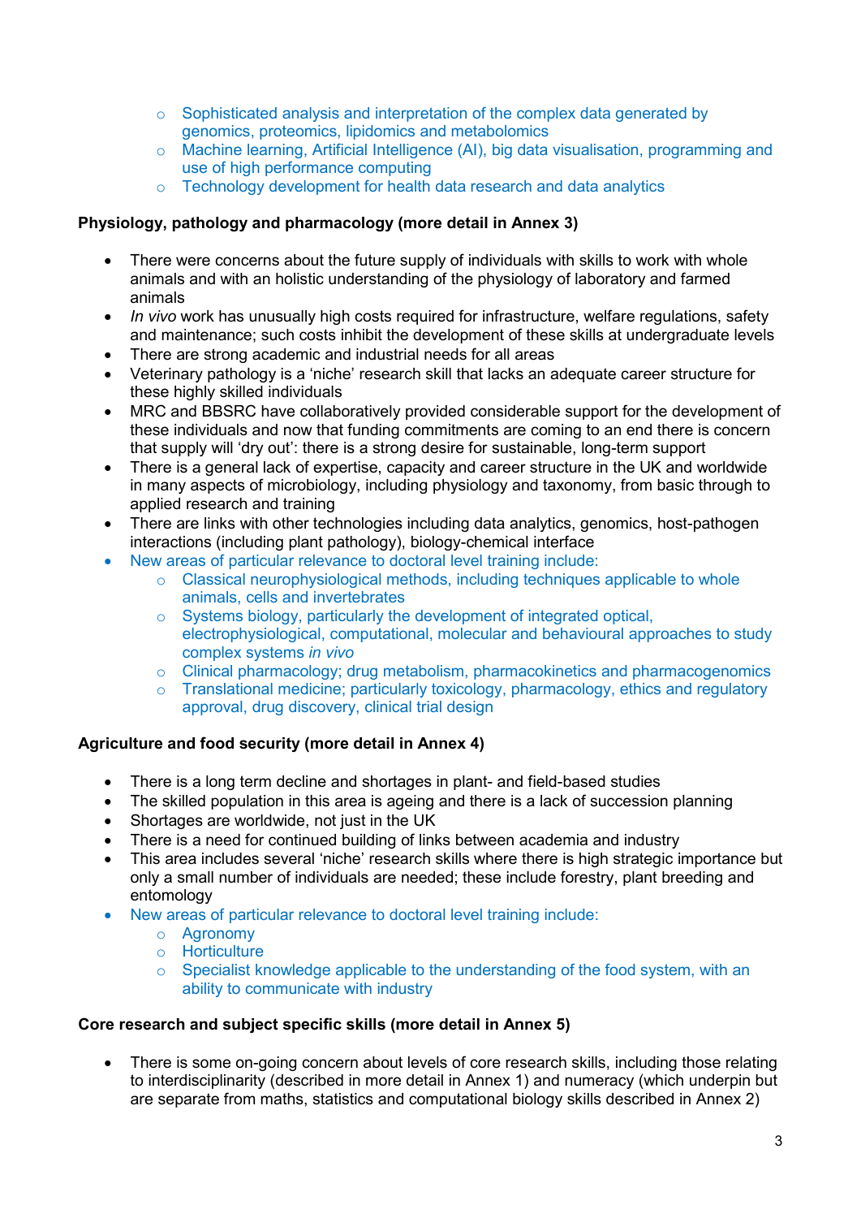- Sophisticated analysis and interpretation of the complex data generated by genomics, proteomics, lipidomics and metabolomics
    - Machine learning, Artificial Intelligence (AI), big data visualisation, programming and use of high performance computing
    - Technology development for health data research and data analytics

**Physiology, pathology and pharmacology (more detail in Annex 3)**

- There were concerns about the future supply of individuals with skills to work with whole animals and with an holistic understanding of the physiology of laboratory and farmed animals
- *In vivo* work has unusually high costs required for infrastructure, welfare regulations, safety and maintenance; such costs inhibit the development of these skills at undergraduate levels
- There are strong academic and industrial needs for all areas
- Veterinary pathology is a 'niche' research skill that lacks an adequate career structure for these highly skilled individuals
- MRC and BBSRC have collaboratively provided considerable support for the development of these individuals and now that funding commitments are coming to an end there is concern that supply will 'dry out': there is a strong desire for sustainable, long-term support
- There is a general lack of expertise, capacity and career structure in the UK and worldwide in many aspects of microbiology, including physiology and taxonomy, from basic through to applied research and training
- There are links with other technologies including data analytics, genomics, host-pathogen interactions (including plant pathology), biology-chemical interface
- New areas of particular relevance to doctoral level training include:
    - Classical neurophysiological methods, including techniques applicable to whole animals, cells and invertebrates
    - Systems biology, particularly the development of integrated optical, electrophysiological, computational, molecular and behavioural approaches to study complex systems *in vivo*
    - Clinical pharmacology; drug metabolism, pharmacokinetics and pharmacogenomics
    - Translational medicine; particularly toxicology, pharmacology, ethics and regulatory approval, drug discovery, clinical trial design

**Agriculture and food security (more detail in Annex 4)**

- There is a long term decline and shortages in plant- and field-based studies
- The skilled population in this area is ageing and there is a lack of succession planning
- Shortages are worldwide, not just in the UK
- There is a need for continued building of links between academia and industry
- This area includes several 'niche' research skills where there is high strategic importance but only a small number of individuals are needed; these include forestry, plant breeding and entomology
- New areas of particular relevance to doctoral level training include:
    - Agronomy
    - Horticulture
    - Specialist knowledge applicable to the understanding of the food system, with an ability to communicate with industry

**Core research and subject specific skills (more detail in Annex 5)**

- There is some on-going concern about levels of core research skills, including those relating to interdisciplinarity (described in more detail in Annex 1) and numeracy (which underpin but are separate from maths, statistics and computational biology skills described in Annex 2)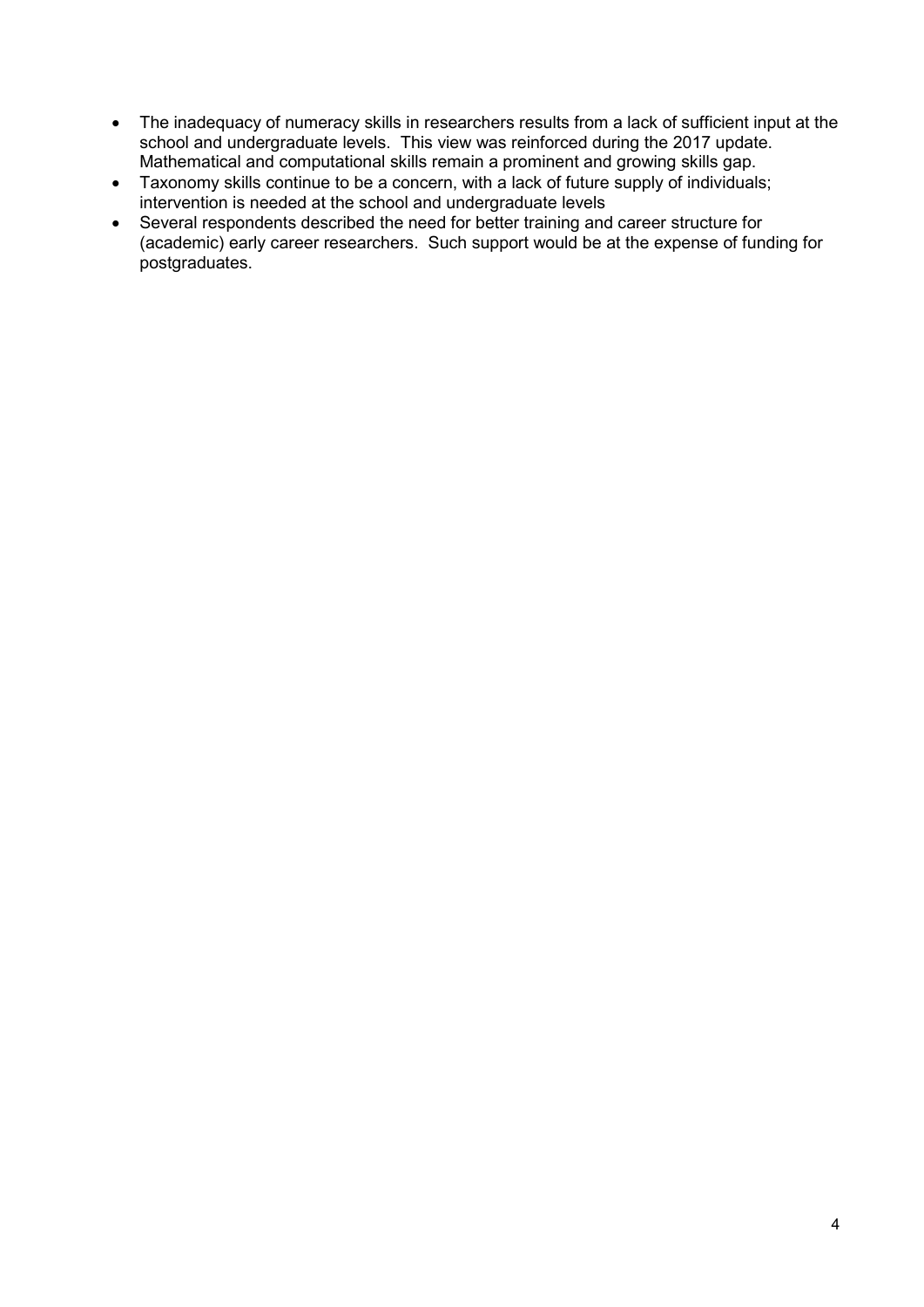- The inadequacy of numeracy skills in researchers results from a lack of sufficient input at the school and undergraduate levels. This view was reinforced during the 2017 update. Mathematical and computational skills remain a prominent and growing skills gap.
- Taxonomy skills continue to be a concern, with a lack of future supply of individuals; intervention is needed at the school and undergraduate levels
- Several respondents described the need for better training and career structure for (academic) early career researchers. Such support would be at the expense of funding for postgraduates.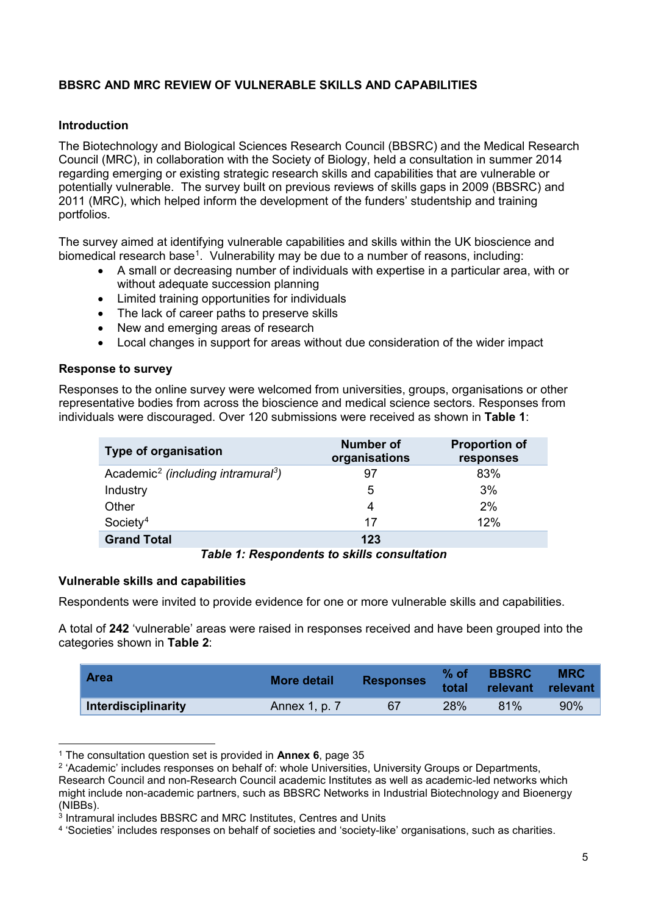**BBSRC AND MRC REVIEW OF VULNERABLE SKILLS AND CAPABILITIES**

**Introduction**

The Biotechnology and Biological Sciences Research Council (BBSRC) and the Medical Research Council (MRC), in collaboration with the Society of Biology, held a consultation in summer 2014 regarding emerging or existing strategic research skills and capabilities that are vulnerable or potentially vulnerable. The survey built on previous reviews of skills gaps in 2009 (BBSRC) and 2011 (MRC), which helped inform the development of the funders' studentship and training portfolios.

The survey aimed at identifying vulnerable capabilities and skills within the UK bioscience and biomedical research base[1]. Vulnerability may be due to a number of reasons, including:

- A small or decreasing number of individuals with expertise in a particular area, with or without adequate succession planning
- Limited training opportunities for individuals
- The lack of career paths to preserve skills
- New and emerging areas of research
- Local changes in support for areas without due consideration of the wider impact

**Response to survey**

Responses to the online survey were welcomed from universities, groups, organisations or other representative bodies from across the bioscience and medical science sectors. Responses from individuals were discouraged. Over 120 submissions were received as shown in **Table 1**:

| Type of organisation | Number of organisations | Proportion of responses |
|---|---|---|
| Academic[2] *(including intramural[3])* | 97 | 83% |
| Industry | 5 | 3% |
| Other | 4 | 2% |
| Society[4] | 17 | 12% |
| **Grand Total** | **123** | |

***Table 1: Respondents to skills consultation***

**Vulnerable skills and capabilities**

Respondents were invited to provide evidence for one or more vulnerable skills and capabilities.

A total of **242** 'vulnerable' areas were raised in responses received and have been grouped into the categories shown in **Table 2**:

| Area | More detail | Responses | % of total | BBSRC relevant | MRC relevant |
|---|---|---|---|---|---|
| **Interdisciplinarity** | Annex 1, p. 7 | 67 | 28% | 81% | 90% |

[1] The consultation question set is provided in **Annex 6**, page 35

[2] 'Academic' includes responses on behalf of: whole Universities, University Groups or Departments, Research Council and non-Research Council academic Institutes as well as academic-led networks which might include non-academic partners, such as BBSRC Networks in Industrial Biotechnology and Bioenergy (NIBBs).

[3] Intramural includes BBSRC and MRC Institutes, Centres and Units

[4] 'Societies' includes responses on behalf of societies and 'society-like' organisations, such as charities.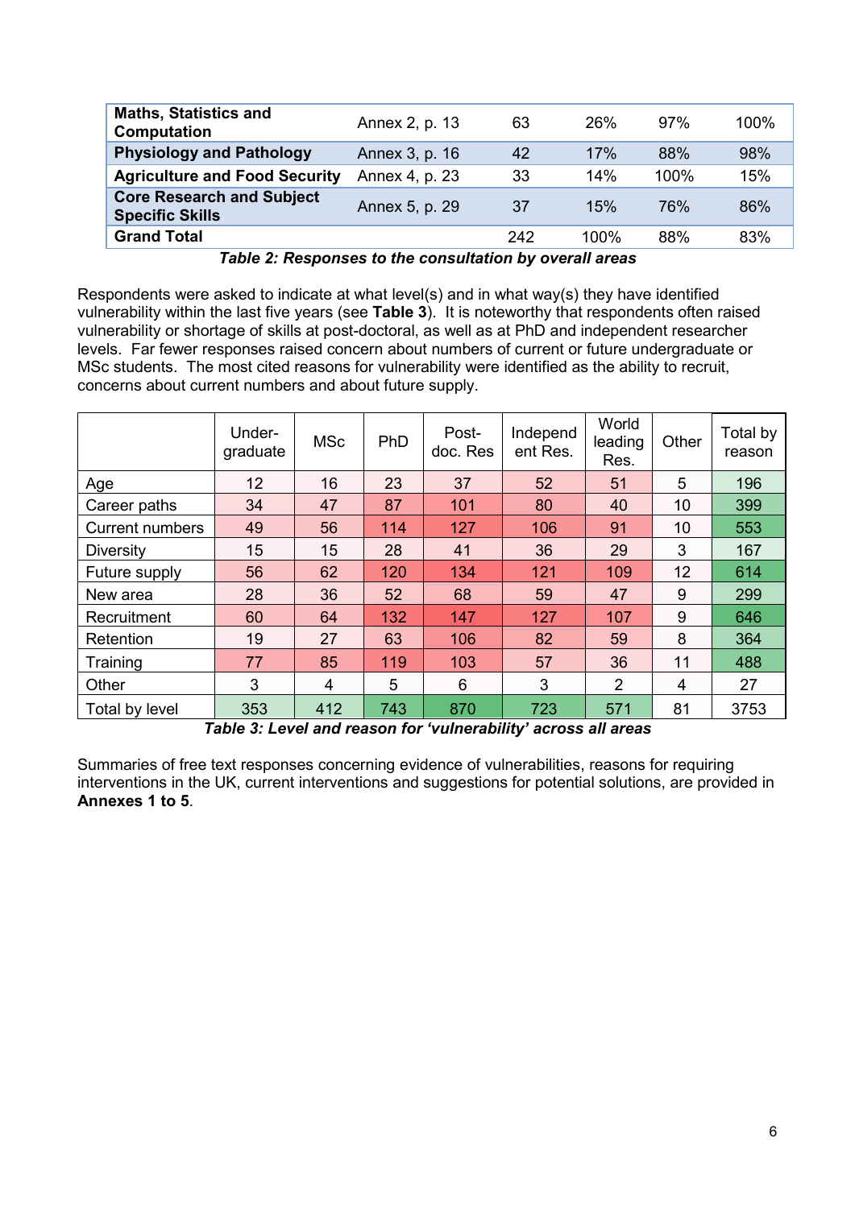| | | | | | |
|---|---|---|---|---|---|
| **Maths, Statistics and Computation** | Annex 2, p. 13 | 63 | 26% | 97% | 100% |
| **Physiology and Pathology** | Annex 3, p. 16 | 42 | 17% | 88% | 98% |
| **Agriculture and Food Security** | Annex 4, p. 23 | 33 | 14% | 100% | 15% |
| **Core Research and Subject Specific Skills** | Annex 5, p. 29 | 37 | 15% | 76% | 86% |
| **Grand Total** | | 242 | 100% | 88% | 83% |

***Table 2: Responses to the consultation by overall areas***

Respondents were asked to indicate at what level(s) and in what way(s) they have identified vulnerability within the last five years (see **Table 3**). It is noteworthy that respondents often raised vulnerability or shortage of skills at post-doctoral, as well as at PhD and independent researcher levels. Far fewer responses raised concern about numbers of current or future undergraduate or MSc students. The most cited reasons for vulnerability were identified as the ability to recruit, concerns about current numbers and about future supply.

| | Under-graduate | MSc | PhD | Post-doc. Res | Independ ent Res. | World leading Res. | Other | Total by reason |
|---|---|---|---|---|---|---|---|---|
| Age | 12 | 16 | 23 | 37 | 52 | 51 | 5 | 196 |
| Career paths | 34 | 47 | 87 | 101 | 80 | 40 | 10 | 399 |
| Current numbers | 49 | 56 | 114 | 127 | 106 | 91 | 10 | 553 |
| Diversity | 15 | 15 | 28 | 41 | 36 | 29 | 3 | 167 |
| Future supply | 56 | 62 | 120 | 134 | 121 | 109 | 12 | 614 |
| New area | 28 | 36 | 52 | 68 | 59 | 47 | 9 | 299 |
| Recruitment | 60 | 64 | 132 | 147 | 127 | 107 | 9 | 646 |
| Retention | 19 | 27 | 63 | 106 | 82 | 59 | 8 | 364 |
| Training | 77 | 85 | 119 | 103 | 57 | 36 | 11 | 488 |
| Other | 3 | 4 | 5 | 6 | 3 | 2 | 4 | 27 |
| Total by level | 353 | 412 | 743 | 870 | 723 | 571 | 81 | 3753 |

***Table 3: Level and reason for 'vulnerability' across all areas***

Summaries of free text responses concerning evidence of vulnerabilities, reasons for requiring interventions in the UK, current interventions and suggestions for potential solutions, are provided in **Annexes 1 to 5**.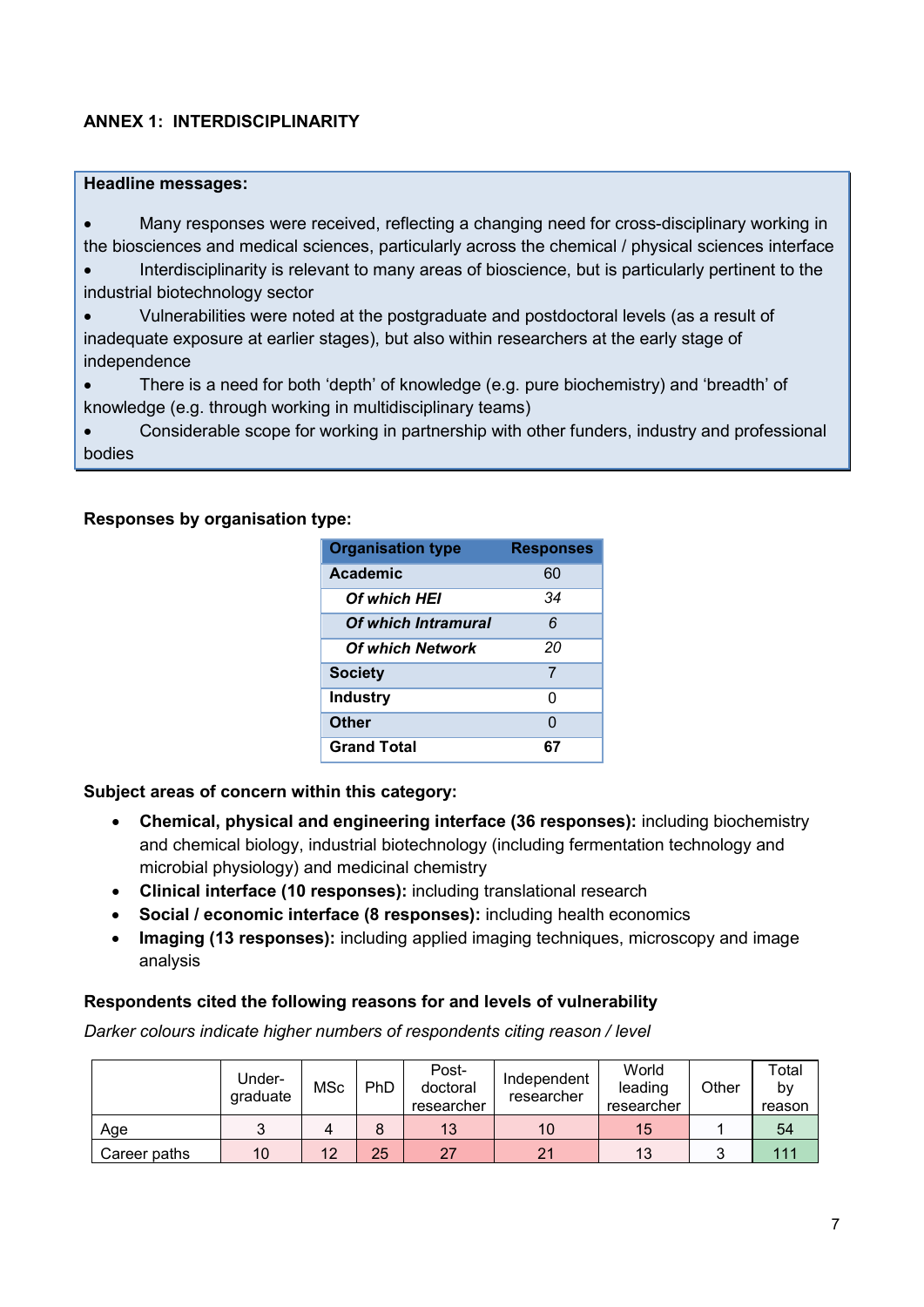## ANNEX 1: INTERDISCIPLINARITY

**Headline messages:**

- Many responses were received, reflecting a changing need for cross-disciplinary working in the biosciences and medical sciences, particularly across the chemical / physical sciences interface
- Interdisciplinarity is relevant to many areas of bioscience, but is particularly pertinent to the industrial biotechnology sector
- Vulnerabilities were noted at the postgraduate and postdoctoral levels (as a result of inadequate exposure at earlier stages), but also within researchers at the early stage of independence
- There is a need for both 'depth' of knowledge (e.g. pure biochemistry) and 'breadth' of knowledge (e.g. through working in multidisciplinary teams)
- Considerable scope for working in partnership with other funders, industry and professional bodies

**Responses by organisation type:**

| Organisation type | Responses |
|---|---|
| **Academic** | 60 |
| ***Of which HEI*** | *34* |
| ***Of which Intramural*** | *6* |
| ***Of which Network*** | *20* |
| **Society** | 7 |
| **Industry** | 0 |
| **Other** | 0 |
| **Grand Total** | **67** |

**Subject areas of concern within this category:**

- **Chemical, physical and engineering interface (36 responses):** including biochemistry and chemical biology, industrial biotechnology (including fermentation technology and microbial physiology) and medicinal chemistry
- **Clinical interface (10 responses):** including translational research
- **Social / economic interface (8 responses):** including health economics
- **Imaging (13 responses):** including applied imaging techniques, microscopy and image analysis

**Respondents cited the following reasons for and levels of vulnerability**

*Darker colours indicate higher numbers of respondents citing reason / level*

| | Under-graduate | MSc | PhD | Post-doctoral researcher | Independent researcher | World leading researcher | Other | Total by reason |
|---|---|---|---|---|---|---|---|---|
| Age | 3 | 4 | 8 | 13 | 10 | 15 | 1 | 54 |
| Career paths | 10 | 12 | 25 | 27 | 21 | 13 | 3 | 111 |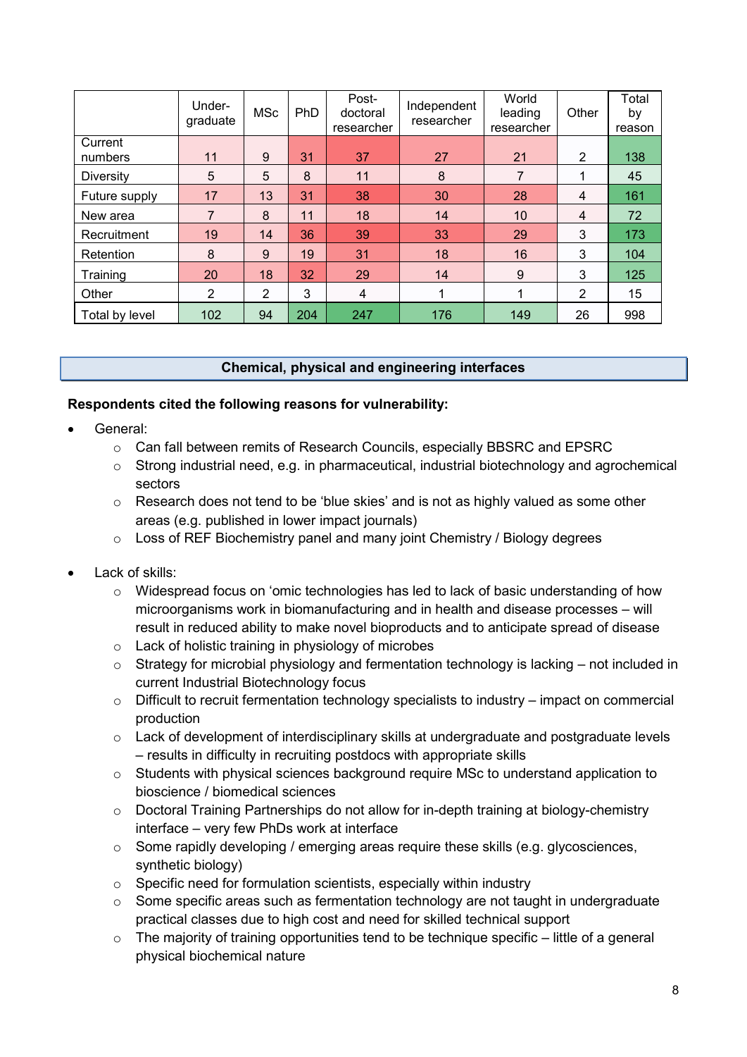| | Under-graduate | MSc | PhD | Post-doctoral researcher | Independent researcher | World leading researcher | Other | Total by reason |
|---|---|---|---|---|---|---|---|---|
| Current numbers | 11 | 9 | 31 | 37 | 27 | 21 | 2 | 138 |
| Diversity | 5 | 5 | 8 | 11 | 8 | 7 | 1 | 45 |
| Future supply | 17 | 13 | 31 | 38 | 30 | 28 | 4 | 161 |
| New area | 7 | 8 | 11 | 18 | 14 | 10 | 4 | 72 |
| Recruitment | 19 | 14 | 36 | 39 | 33 | 29 | 3 | 173 |
| Retention | 8 | 9 | 19 | 31 | 18 | 16 | 3 | 104 |
| Training | 20 | 18 | 32 | 29 | 14 | 9 | 3 | 125 |
| Other | 2 | 2 | 3 | 4 | 1 | 1 | 2 | 15 |
| Total by level | 102 | 94 | 204 | 247 | 176 | 149 | 26 | 998 |

## Chemical, physical and engineering interfaces

**Respondents cited the following reasons for vulnerability:**

- General:
  - Can fall between remits of Research Councils, especially BBSRC and EPSRC
  - Strong industrial need, e.g. in pharmaceutical, industrial biotechnology and agrochemical sectors
  - Research does not tend to be 'blue skies' and is not as highly valued as some other areas (e.g. published in lower impact journals)
  - Loss of REF Biochemistry panel and many joint Chemistry / Biology degrees

- Lack of skills:
  - Widespread focus on 'omic technologies has led to lack of basic understanding of how microorganisms work in biomanufacturing and in health and disease processes – will result in reduced ability to make novel bioproducts and to anticipate spread of disease
  - Lack of holistic training in physiology of microbes
  - Strategy for microbial physiology and fermentation technology is lacking – not included in current Industrial Biotechnology focus
  - Difficult to recruit fermentation technology specialists to industry – impact on commercial production
  - Lack of development of interdisciplinary skills at undergraduate and postgraduate levels – results in difficulty in recruiting postdocs with appropriate skills
  - Students with physical sciences background require MSc to understand application to bioscience / biomedical sciences
  - Doctoral Training Partnerships do not allow for in-depth training at biology-chemistry interface – very few PhDs work at interface
  - Some rapidly developing / emerging areas require these skills (e.g. glycosciences, synthetic biology)
  - Specific need for formulation scientists, especially within industry
  - Some specific areas such as fermentation technology are not taught in undergraduate practical classes due to high cost and need for skilled technical support
  - The majority of training opportunities tend to be technique specific – little of a general physical biochemical nature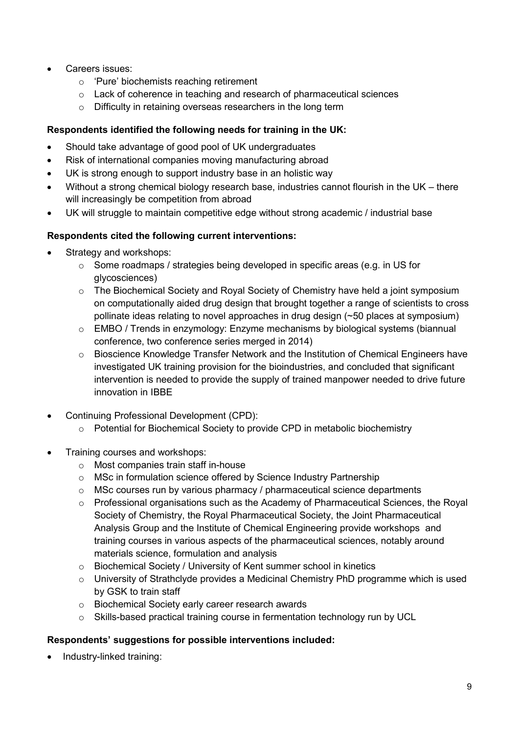- Careers issues:
    - 'Pure' biochemists reaching retirement
    - Lack of coherence in teaching and research of pharmaceutical sciences
    - Difficulty in retaining overseas researchers in the long term

**Respondents identified the following needs for training in the UK:**

- Should take advantage of good pool of UK undergraduates
- Risk of international companies moving manufacturing abroad
- UK is strong enough to support industry base in an holistic way
- Without a strong chemical biology research base, industries cannot flourish in the UK – there will increasingly be competition from abroad
- UK will struggle to maintain competitive edge without strong academic / industrial base

**Respondents cited the following current interventions:**

- Strategy and workshops:
    - Some roadmaps / strategies being developed in specific areas (e.g. in US for glycosciences)
    - The Biochemical Society and Royal Society of Chemistry have held a joint symposium on computationally aided drug design that brought together a range of scientists to cross pollinate ideas relating to novel approaches in drug design (~50 places at symposium)
    - EMBO / Trends in enzymology: Enzyme mechanisms by biological systems (biannual conference, two conference series merged in 2014)
    - Bioscience Knowledge Transfer Network and the Institution of Chemical Engineers have investigated UK training provision for the bioindustries, and concluded that significant intervention is needed to provide the supply of trained manpower needed to drive future innovation in IBBE

- Continuing Professional Development (CPD):
    - Potential for Biochemical Society to provide CPD in metabolic biochemistry

- Training courses and workshops:
    - Most companies train staff in-house
    - MSc in formulation science offered by Science Industry Partnership
    - MSc courses run by various pharmacy / pharmaceutical science departments
    - Professional organisations such as the Academy of Pharmaceutical Sciences, the Royal Society of Chemistry, the Royal Pharmaceutical Society, the Joint Pharmaceutical Analysis Group and the Institute of Chemical Engineering provide workshops and training courses in various aspects of the pharmaceutical sciences, notably around materials science, formulation and analysis
    - Biochemical Society / University of Kent summer school in kinetics
    - University of Strathclyde provides a Medicinal Chemistry PhD programme which is used by GSK to train staff
    - Biochemical Society early career research awards
    - Skills-based practical training course in fermentation technology run by UCL

**Respondents' suggestions for possible interventions included:**

- Industry-linked training: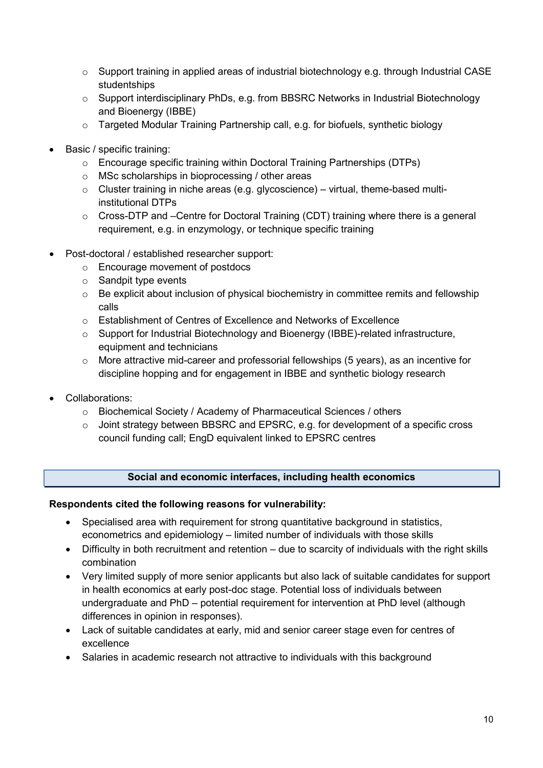- Support training in applied areas of industrial biotechnology e.g. through Industrial CASE studentships
- Support interdisciplinary PhDs, e.g. from BBSRC Networks in Industrial Biotechnology and Bioenergy (IBBE)
- Targeted Modular Training Partnership call, e.g. for biofuels, synthetic biology

- Basic / specific training:
  - Encourage specific training within Doctoral Training Partnerships (DTPs)
  - MSc scholarships in bioprocessing / other areas
  - Cluster training in niche areas (e.g. glycoscience) – virtual, theme-based multi-institutional DTPs
  - Cross-DTP and –Centre for Doctoral Training (CDT) training where there is a general requirement, e.g. in enzymology, or technique specific training

- Post-doctoral / established researcher support:
  - Encourage movement of postdocs
  - Sandpit type events
  - Be explicit about inclusion of physical biochemistry in committee remits and fellowship calls
  - Establishment of Centres of Excellence and Networks of Excellence
  - Support for Industrial Biotechnology and Bioenergy (IBBE)-related infrastructure, equipment and technicians
  - More attractive mid-career and professorial fellowships (5 years), as an incentive for discipline hopping and for engagement in IBBE and synthetic biology research

- Collaborations:
  - Biochemical Society / Academy of Pharmaceutical Sciences / others
  - Joint strategy between BBSRC and EPSRC, e.g. for development of a specific cross council funding call; EngD equivalent linked to EPSRC centres

## Social and economic interfaces, including health economics

**Respondents cited the following reasons for vulnerability:**

- Specialised area with requirement for strong quantitative background in statistics, econometrics and epidemiology – limited number of individuals with those skills
- Difficulty in both recruitment and retention – due to scarcity of individuals with the right skills combination
- Very limited supply of more senior applicants but also lack of suitable candidates for support in health economics at early post-doc stage. Potential loss of individuals between undergraduate and PhD – potential requirement for intervention at PhD level (although differences in opinion in responses).
- Lack of suitable candidates at early, mid and senior career stage even for centres of excellence
- Salaries in academic research not attractive to individuals with this background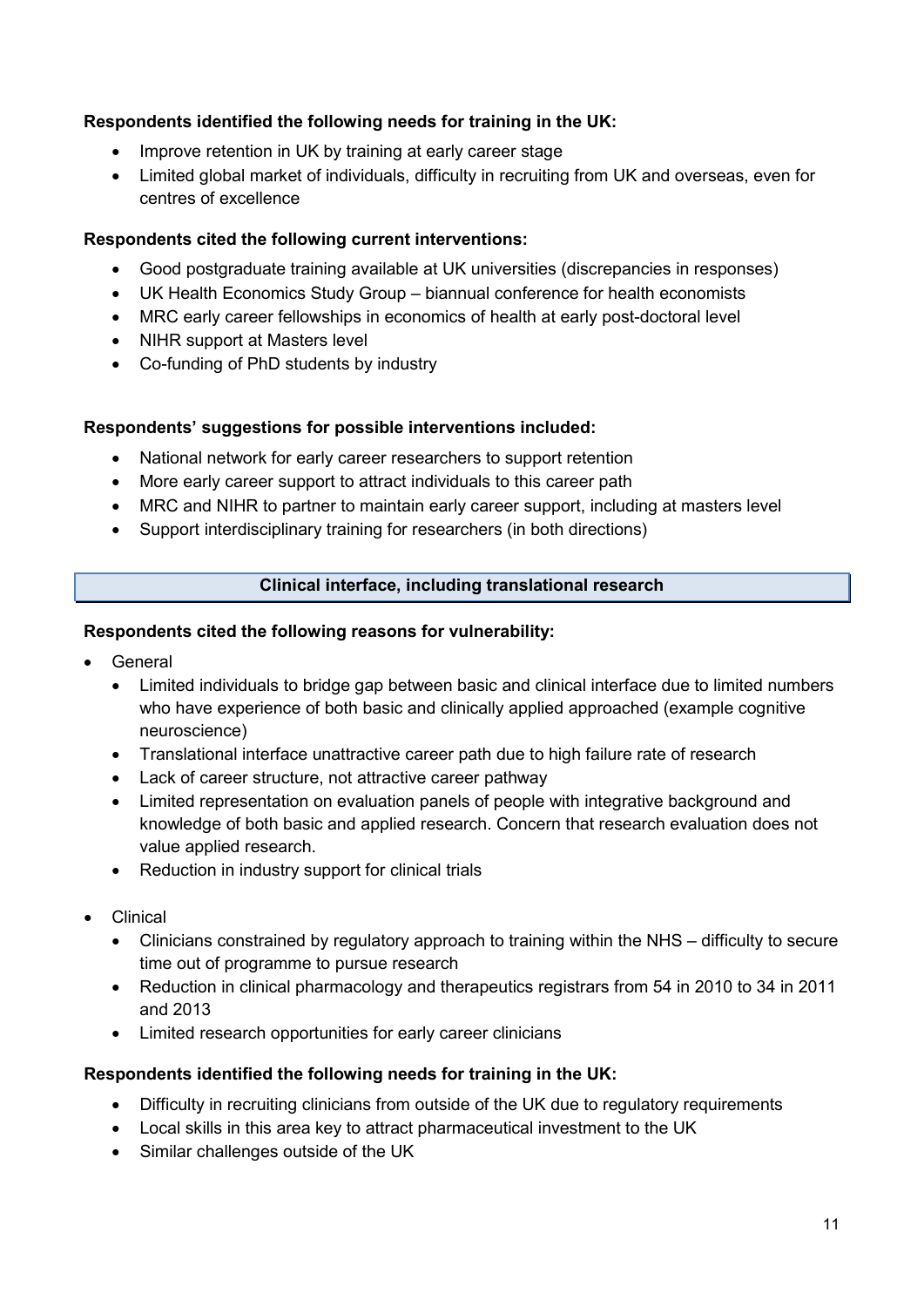**Respondents identified the following needs for training in the UK:**

- Improve retention in UK by training at early career stage
- Limited global market of individuals, difficulty in recruiting from UK and overseas, even for centres of excellence

**Respondents cited the following current interventions:**

- Good postgraduate training available at UK universities (discrepancies in responses)
- UK Health Economics Study Group – biannual conference for health economists
- MRC early career fellowships in economics of health at early post-doctoral level
- NIHR support at Masters level
- Co-funding of PhD students by industry

**Respondents' suggestions for possible interventions included:**

- National network for early career researchers to support retention
- More early career support to attract individuals to this career path
- MRC and NIHR to partner to maintain early career support, including at masters level
- Support interdisciplinary training for researchers (in both directions)

### Clinical interface, including translational research

**Respondents cited the following reasons for vulnerability:**

- General
  - Limited individuals to bridge gap between basic and clinical interface due to limited numbers who have experience of both basic and clinically applied approached (example cognitive neuroscience)
  - Translational interface unattractive career path due to high failure rate of research
  - Lack of career structure, not attractive career pathway
  - Limited representation on evaluation panels of people with integrative background and knowledge of both basic and applied research. Concern that research evaluation does not value applied research.
  - Reduction in industry support for clinical trials
- Clinical
  - Clinicians constrained by regulatory approach to training within the NHS – difficulty to secure time out of programme to pursue research
  - Reduction in clinical pharmacology and therapeutics registrars from 54 in 2010 to 34 in 2011 and 2013
  - Limited research opportunities for early career clinicians

**Respondents identified the following needs for training in the UK:**

- Difficulty in recruiting clinicians from outside of the UK due to regulatory requirements
- Local skills in this area key to attract pharmaceutical investment to the UK
- Similar challenges outside of the UK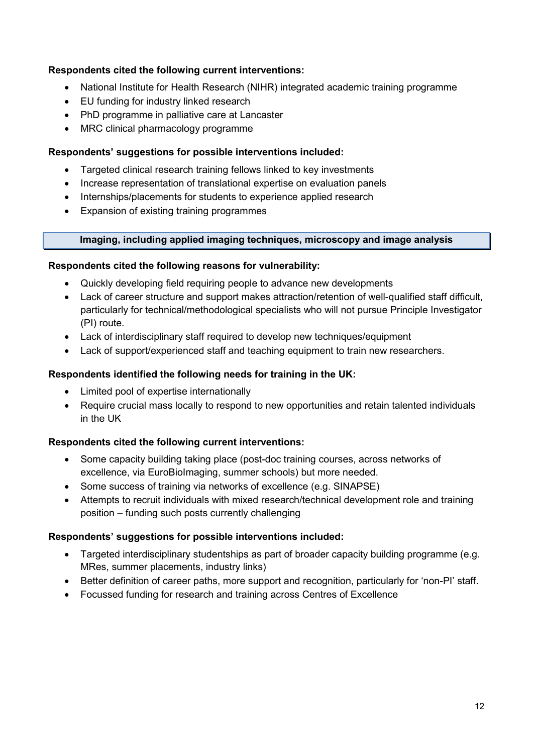**Respondents cited the following current interventions:**

- National Institute for Health Research (NIHR) integrated academic training programme
- EU funding for industry linked research
- PhD programme in palliative care at Lancaster
- MRC clinical pharmacology programme

**Respondents' suggestions for possible interventions included:**

- Targeted clinical research training fellows linked to key investments
- Increase representation of translational expertise on evaluation panels
- Internships/placements for students to experience applied research
- Expansion of existing training programmes

### Imaging, including applied imaging techniques, microscopy and image analysis

**Respondents cited the following reasons for vulnerability:**

- Quickly developing field requiring people to advance new developments
- Lack of career structure and support makes attraction/retention of well-qualified staff difficult, particularly for technical/methodological specialists who will not pursue Principle Investigator (PI) route.
- Lack of interdisciplinary staff required to develop new techniques/equipment
- Lack of support/experienced staff and teaching equipment to train new researchers.

**Respondents identified the following needs for training in the UK:**

- Limited pool of expertise internationally
- Require crucial mass locally to respond to new opportunities and retain talented individuals in the UK

**Respondents cited the following current interventions:**

- Some capacity building taking place (post-doc training courses, across networks of excellence, via EuroBioImaging, summer schools) but more needed.
- Some success of training via networks of excellence (e.g. SINAPSE)
- Attempts to recruit individuals with mixed research/technical development role and training position – funding such posts currently challenging

**Respondents' suggestions for possible interventions included:**

- Targeted interdisciplinary studentships as part of broader capacity building programme (e.g. MRes, summer placements, industry links)
- Better definition of career paths, more support and recognition, particularly for 'non-PI' staff.
- Focussed funding for research and training across Centres of Excellence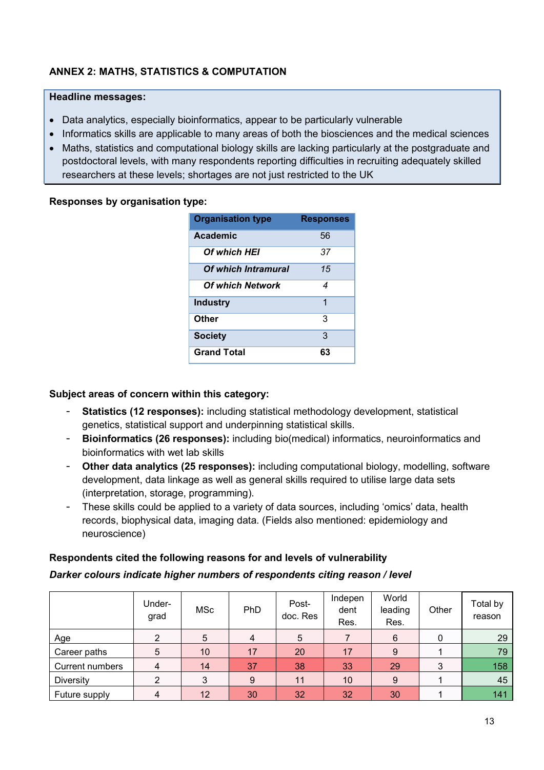## ANNEX 2: MATHS, STATISTICS & COMPUTATION

**Headline messages:**

- Data analytics, especially bioinformatics, appear to be particularly vulnerable
- Informatics skills are applicable to many areas of both the biosciences and the medical sciences
- Maths, statistics and computational biology skills are lacking particularly at the postgraduate and postdoctoral levels, with many respondents reporting difficulties in recruiting adequately skilled researchers at these levels; shortages are not just restricted to the UK

**Responses by organisation type:**

| Organisation type | Responses |
|---|---|
| **Academic** | 56 |
| ***Of which HEI*** | *37* |
| ***Of which Intramural*** | *15* |
| ***Of which Network*** | *4* |
| **Industry** | 1 |
| **Other** | 3 |
| **Society** | 3 |
| **Grand Total** | **63** |

**Subject areas of concern within this category:**

- **Statistics (12 responses):** including statistical methodology development, statistical genetics, statistical support and underpinning statistical skills.
- **Bioinformatics (26 responses):** including bio(medical) informatics, neuroinformatics and bioinformatics with wet lab skills
- **Other data analytics (25 responses):** including computational biology, modelling, software development, data linkage as well as general skills required to utilise large data sets (interpretation, storage, programming).
- These skills could be applied to a variety of data sources, including 'omics' data, health records, biophysical data, imaging data. (Fields also mentioned: epidemiology and neuroscience)

**Respondents cited the following reasons for and levels of vulnerability**

***Darker colours indicate higher numbers of respondents citing reason / level***

| | Under-grad | MSc | PhD | Post-doc. Res | Independent Res. | World leading Res. | Other | Total by reason |
|---|---|---|---|---|---|---|---|---|
| Age | 2 | 5 | 4 | 5 | 7 | 6 | 0 | 29 |
| Career paths | 5 | 10 | 17 | 20 | 17 | 9 | 1 | 79 |
| Current numbers | 4 | 14 | 37 | 38 | 33 | 29 | 3 | 158 |
| Diversity | 2 | 3 | 9 | 11 | 10 | 9 | 1 | 45 |
| Future supply | 4 | 12 | 30 | 32 | 32 | 30 | 1 | 141 |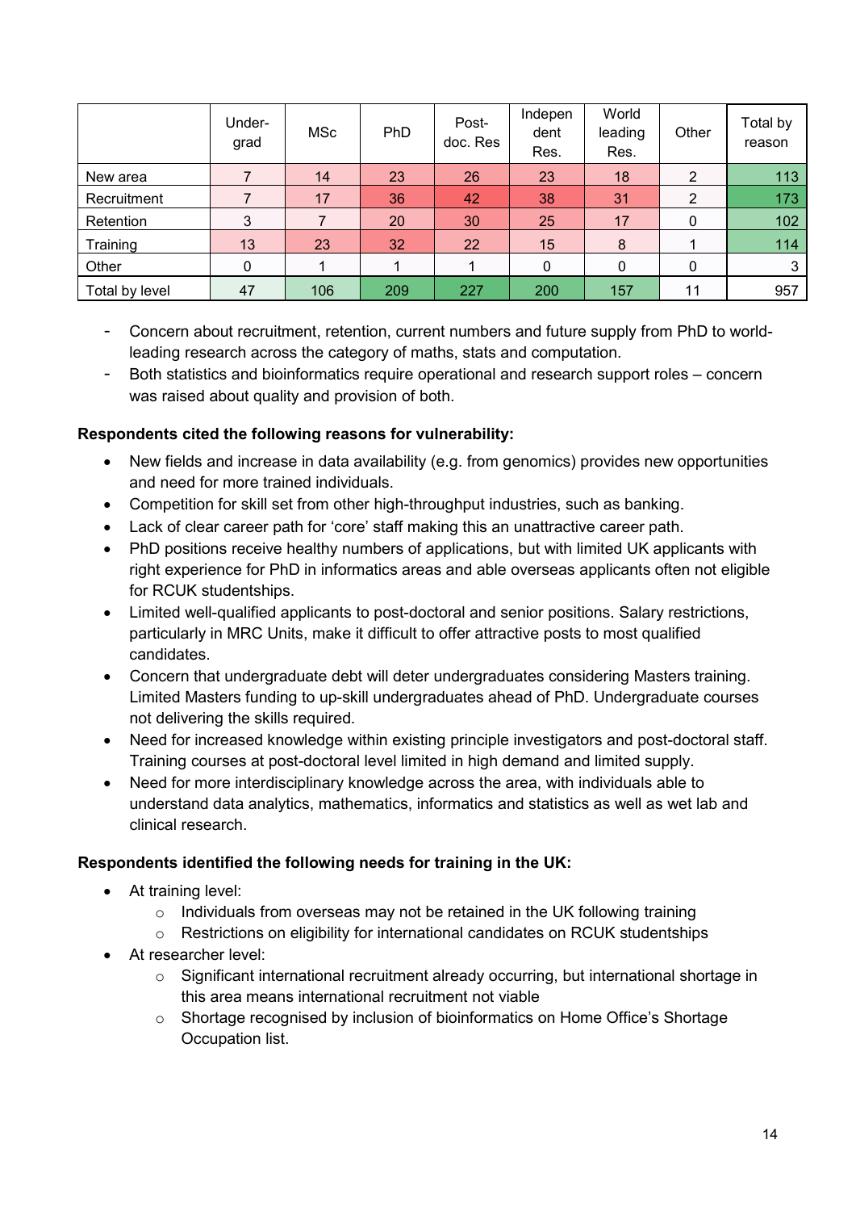| | Under-grad | MSc | PhD | Post-doc. Res | Independent Res. | World leading Res. | Other | Total by reason |
|---|---|---|---|---|---|---|---|---|
| New area | 7 | 14 | 23 | 26 | 23 | 18 | 2 | 113 |
| Recruitment | 7 | 17 | 36 | 42 | 38 | 31 | 2 | 173 |
| Retention | 3 | 7 | 20 | 30 | 25 | 17 | 0 | 102 |
| Training | 13 | 23 | 32 | 22 | 15 | 8 | 1 | 114 |
| Other | 0 | 1 | 1 | 1 | 0 | 0 | 0 | 3 |
| Total by level | 47 | 106 | 209 | 227 | 200 | 157 | 11 | 957 |

- Concern about recruitment, retention, current numbers and future supply from PhD to world-leading research across the category of maths, stats and computation.
- Both statistics and bioinformatics require operational and research support roles – concern was raised about quality and provision of both.

**Respondents cited the following reasons for vulnerability:**

- New fields and increase in data availability (e.g. from genomics) provides new opportunities and need for more trained individuals.
- Competition for skill set from other high-throughput industries, such as banking.
- Lack of clear career path for 'core' staff making this an unattractive career path.
- PhD positions receive healthy numbers of applications, but with limited UK applicants with right experience for PhD in informatics areas and able overseas applicants often not eligible for RCUK studentships.
- Limited well-qualified applicants to post-doctoral and senior positions. Salary restrictions, particularly in MRC Units, make it difficult to offer attractive posts to most qualified candidates.
- Concern that undergraduate debt will deter undergraduates considering Masters training. Limited Masters funding to up-skill undergraduates ahead of PhD. Undergraduate courses not delivering the skills required.
- Need for increased knowledge within existing principle investigators and post-doctoral staff. Training courses at post-doctoral level limited in high demand and limited supply.
- Need for more interdisciplinary knowledge across the area, with individuals able to understand data analytics, mathematics, informatics and statistics as well as wet lab and clinical research.

**Respondents identified the following needs for training in the UK:**

- At training level:
  - Individuals from overseas may not be retained in the UK following training
  - Restrictions on eligibility for international candidates on RCUK studentships
- At researcher level:
  - Significant international recruitment already occurring, but international shortage in this area means international recruitment not viable
  - Shortage recognised by inclusion of bioinformatics on Home Office's Shortage Occupation list.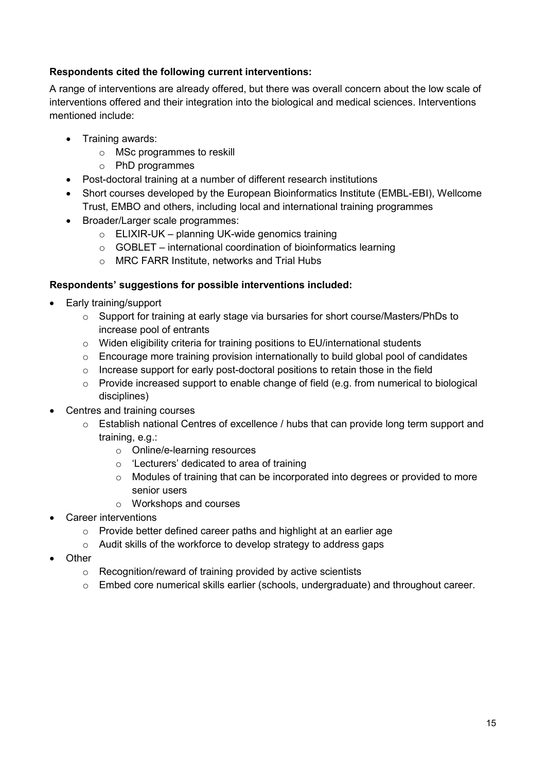**Respondents cited the following current interventions:**

A range of interventions are already offered, but there was overall concern about the low scale of interventions offered and their integration into the biological and medical sciences. Interventions mentioned include:

- Training awards:
  - MSc programmes to reskill
  - PhD programmes
- Post-doctoral training at a number of different research institutions
- Short courses developed by the European Bioinformatics Institute (EMBL-EBI), Wellcome Trust, EMBO and others, including local and international training programmes
- Broader/Larger scale programmes:
  - ELIXIR-UK – planning UK-wide genomics training
  - GOBLET – international coordination of bioinformatics learning
  - MRC FARR Institute, networks and Trial Hubs

**Respondents' suggestions for possible interventions included:**

- Early training/support
  - Support for training at early stage via bursaries for short course/Masters/PhDs to increase pool of entrants
  - Widen eligibility criteria for training positions to EU/international students
  - Encourage more training provision internationally to build global pool of candidates
  - Increase support for early post-doctoral positions to retain those in the field
  - Provide increased support to enable change of field (e.g. from numerical to biological disciplines)
- Centres and training courses
  - Establish national Centres of excellence / hubs that can provide long term support and training, e.g.:
    - Online/e-learning resources
    - 'Lecturers' dedicated to area of training
    - Modules of training that can be incorporated into degrees or provided to more senior users
    - Workshops and courses
- Career interventions
  - Provide better defined career paths and highlight at an earlier age
  - Audit skills of the workforce to develop strategy to address gaps
- Other
  - Recognition/reward of training provided by active scientists
  - Embed core numerical skills earlier (schools, undergraduate) and throughout career.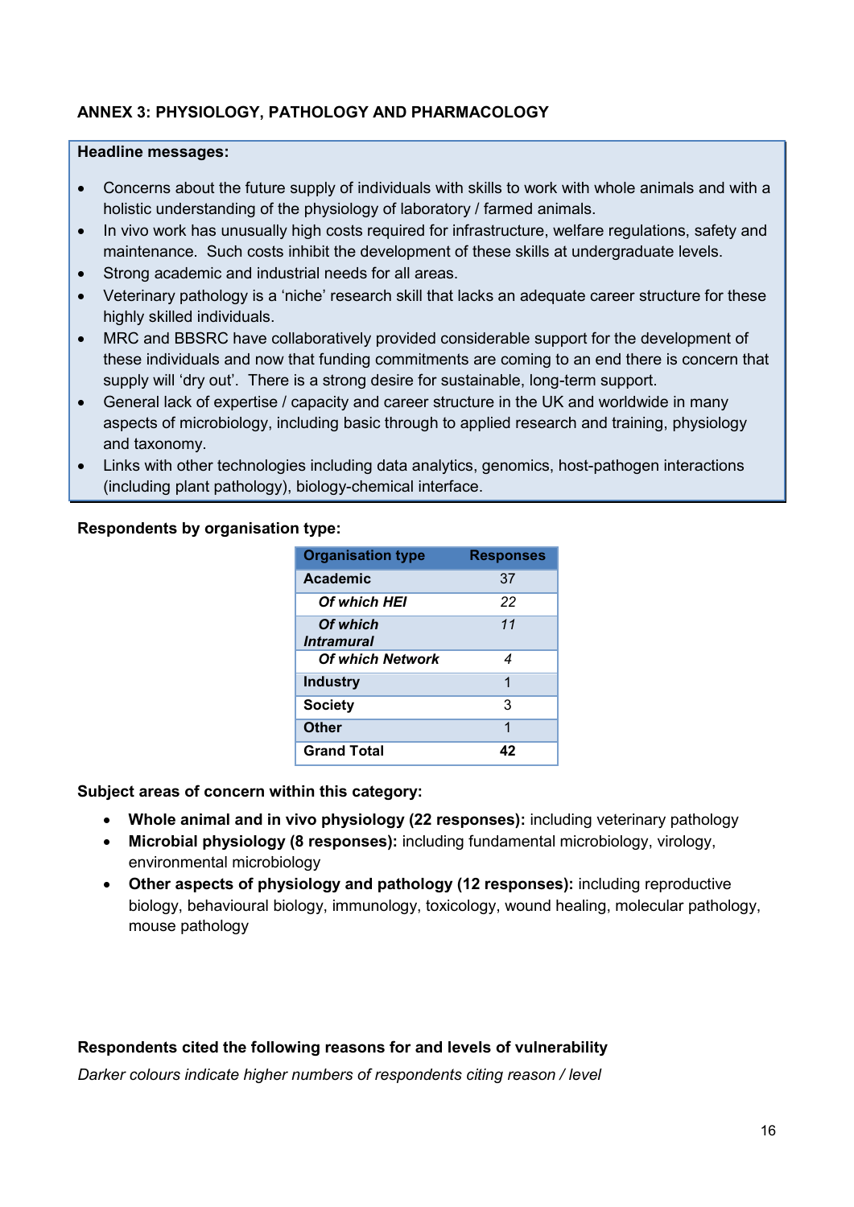## ANNEX 3: PHYSIOLOGY, PATHOLOGY AND PHARMACOLOGY

**Headline messages:**

- Concerns about the future supply of individuals with skills to work with whole animals and with a holistic understanding of the physiology of laboratory / farmed animals.
- In vivo work has unusually high costs required for infrastructure, welfare regulations, safety and maintenance. Such costs inhibit the development of these skills at undergraduate levels.
- Strong academic and industrial needs for all areas.
- Veterinary pathology is a 'niche' research skill that lacks an adequate career structure for these highly skilled individuals.
- MRC and BBSRC have collaboratively provided considerable support for the development of these individuals and now that funding commitments are coming to an end there is concern that supply will 'dry out'. There is a strong desire for sustainable, long-term support.
- General lack of expertise / capacity and career structure in the UK and worldwide in many aspects of microbiology, including basic through to applied research and training, physiology and taxonomy.
- Links with other technologies including data analytics, genomics, host-pathogen interactions (including plant pathology), biology-chemical interface.

**Respondents by organisation type:**

| Organisation type | Responses |
|---|---|
| **Academic** | 37 |
| ***Of which HEI*** | *22* |
| ***Of which Intramural*** | *11* |
| ***Of which Network*** | *4* |
| **Industry** | 1 |
| **Society** | 3 |
| **Other** | 1 |
| **Grand Total** | **42** |

**Subject areas of concern within this category:**

- **Whole animal and in vivo physiology (22 responses):** including veterinary pathology
- **Microbial physiology (8 responses):** including fundamental microbiology, virology, environmental microbiology
- **Other aspects of physiology and pathology (12 responses):** including reproductive biology, behavioural biology, immunology, toxicology, wound healing, molecular pathology, mouse pathology

**Respondents cited the following reasons for and levels of vulnerability**

*Darker colours indicate higher numbers of respondents citing reason / level*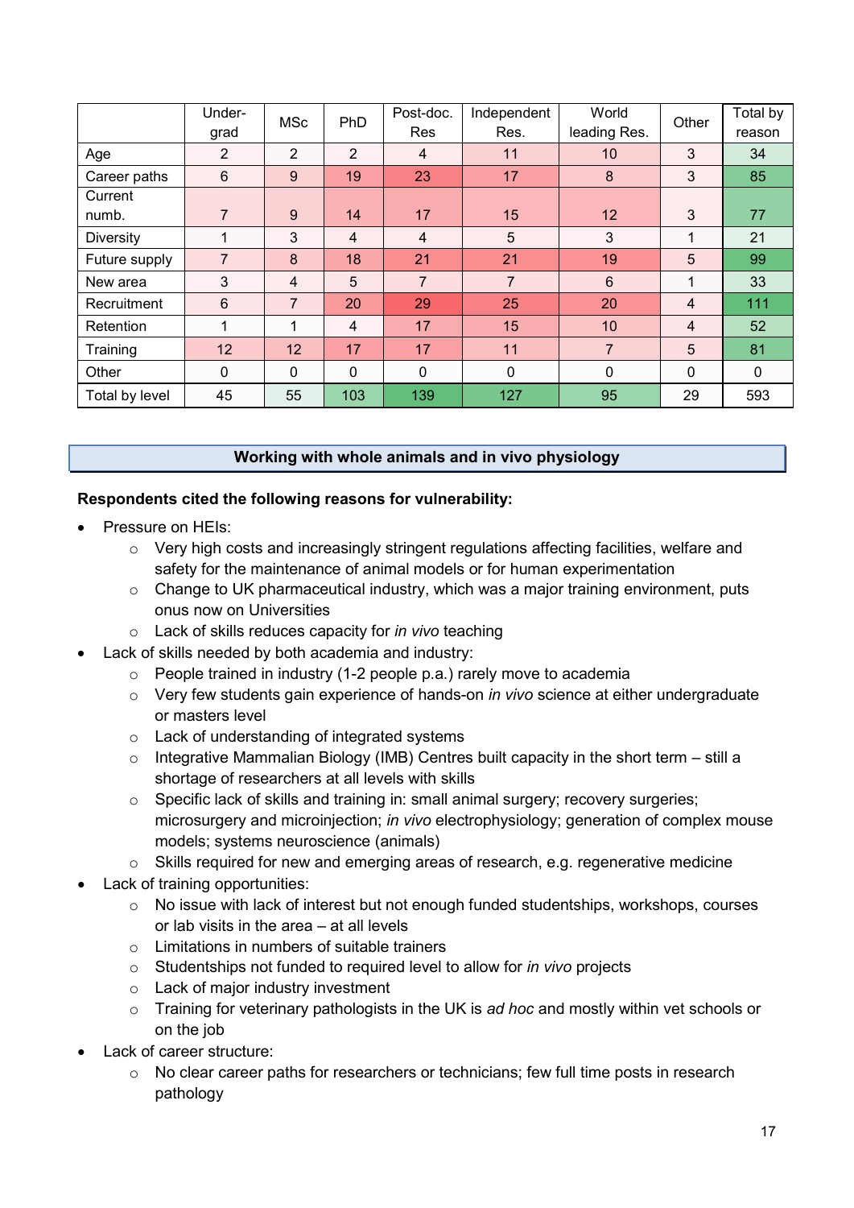| | Under-grad | MSc | PhD | Post-doc. Res | Independent Res. | World leading Res. | Other | Total by reason |
|---|---|---|---|---|---|---|---|---|
| Age | 2 | 2 | 2 | 4 | 11 | 10 | 3 | 34 |
| Career paths | 6 | 9 | 19 | 23 | 17 | 8 | 3 | 85 |
| Current numb. | 7 | 9 | 14 | 17 | 15 | 12 | 3 | 77 |
| Diversity | 1 | 3 | 4 | 4 | 5 | 3 | 1 | 21 |
| Future supply | 7 | 8 | 18 | 21 | 21 | 19 | 5 | 99 |
| New area | 3 | 4 | 5 | 7 | 7 | 6 | 1 | 33 |
| Recruitment | 6 | 7 | 20 | 29 | 25 | 20 | 4 | 111 |
| Retention | 1 | 1 | 4 | 17 | 15 | 10 | 4 | 52 |
| Training | 12 | 12 | 17 | 17 | 11 | 7 | 5 | 81 |
| Other | 0 | 0 | 0 | 0 | 0 | 0 | 0 | 0 |
| Total by level | 45 | 55 | 103 | 139 | 127 | 95 | 29 | 593 |

## Working with whole animals and in vivo physiology

**Respondents cited the following reasons for vulnerability:**

- Pressure on HEIs:
  - Very high costs and increasingly stringent regulations affecting facilities, welfare and safety for the maintenance of animal models or for human experimentation
  - Change to UK pharmaceutical industry, which was a major training environment, puts onus now on Universities
  - Lack of skills reduces capacity for *in vivo* teaching
- Lack of skills needed by both academia and industry:
  - People trained in industry (1-2 people p.a.) rarely move to academia
  - Very few students gain experience of hands-on *in vivo* science at either undergraduate or masters level
  - Lack of understanding of integrated systems
  - Integrative Mammalian Biology (IMB) Centres built capacity in the short term – still a shortage of researchers at all levels with skills
  - Specific lack of skills and training in: small animal surgery; recovery surgeries; microsurgery and microinjection; *in vivo* electrophysiology; generation of complex mouse models; systems neuroscience (animals)
  - Skills required for new and emerging areas of research, e.g. regenerative medicine
- Lack of training opportunities:
  - No issue with lack of interest but not enough funded studentships, workshops, courses or lab visits in the area – at all levels
  - Limitations in numbers of suitable trainers
  - Studentships not funded to required level to allow for *in vivo* projects
  - Lack of major industry investment
  - Training for veterinary pathologists in the UK is *ad hoc* and mostly within vet schools or on the job
- Lack of career structure:
  - No clear career paths for researchers or technicians; few full time posts in research pathology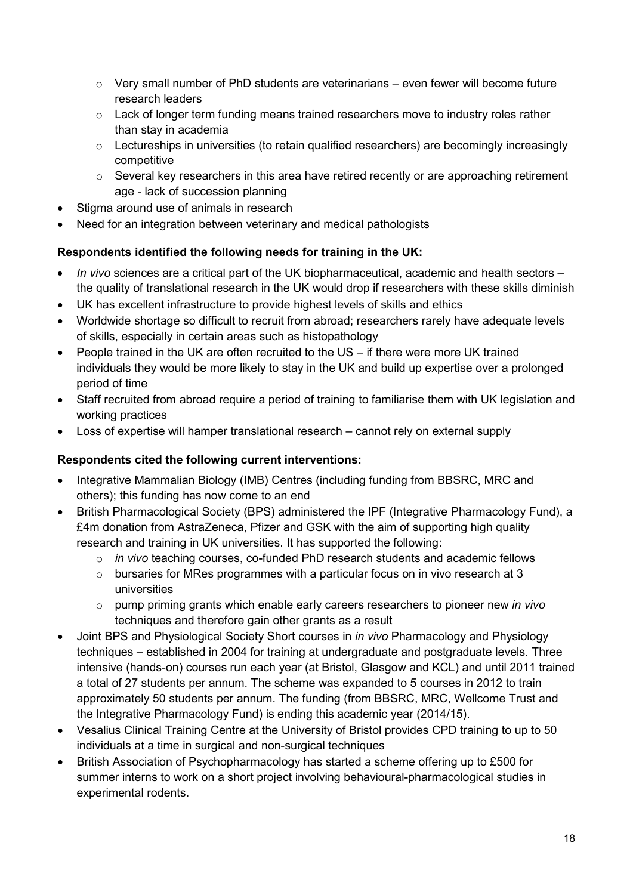- Very small number of PhD students are veterinarians – even fewer will become future research leaders
  - Lack of longer term funding means trained researchers move to industry roles rather than stay in academia
  - Lectureships in universities (to retain qualified researchers) are becomingly increasingly competitive
  - Several key researchers in this area have retired recently or are approaching retirement age - lack of succession planning
- Stigma around use of animals in research
- Need for an integration between veterinary and medical pathologists

**Respondents identified the following needs for training in the UK:**

- *In vivo* sciences are a critical part of the UK biopharmaceutical, academic and health sectors – the quality of translational research in the UK would drop if researchers with these skills diminish
- UK has excellent infrastructure to provide highest levels of skills and ethics
- Worldwide shortage so difficult to recruit from abroad; researchers rarely have adequate levels of skills, especially in certain areas such as histopathology
- People trained in the UK are often recruited to the US – if there were more UK trained individuals they would be more likely to stay in the UK and build up expertise over a prolonged period of time
- Staff recruited from abroad require a period of training to familiarise them with UK legislation and working practices
- Loss of expertise will hamper translational research – cannot rely on external supply

**Respondents cited the following current interventions:**

- Integrative Mammalian Biology (IMB) Centres (including funding from BBSRC, MRC and others); this funding has now come to an end
- British Pharmacological Society (BPS) administered the IPF (Integrative Pharmacology Fund), a £4m donation from AstraZeneca, Pfizer and GSK with the aim of supporting high quality research and training in UK universities. It has supported the following:
  - *in vivo* teaching courses, co-funded PhD research students and academic fellows
  - bursaries for MRes programmes with a particular focus on in vivo research at 3 universities
  - pump priming grants which enable early careers researchers to pioneer new *in vivo* techniques and therefore gain other grants as a result
- Joint BPS and Physiological Society Short courses in *in vivo* Pharmacology and Physiology techniques – established in 2004 for training at undergraduate and postgraduate levels. Three intensive (hands-on) courses run each year (at Bristol, Glasgow and KCL) and until 2011 trained a total of 27 students per annum. The scheme was expanded to 5 courses in 2012 to train approximately 50 students per annum. The funding (from BBSRC, MRC, Wellcome Trust and the Integrative Pharmacology Fund) is ending this academic year (2014/15).
- Vesalius Clinical Training Centre at the University of Bristol provides CPD training to up to 50 individuals at a time in surgical and non-surgical techniques
- British Association of Psychopharmacology has started a scheme offering up to £500 for summer interns to work on a short project involving behavioural-pharmacological studies in experimental rodents.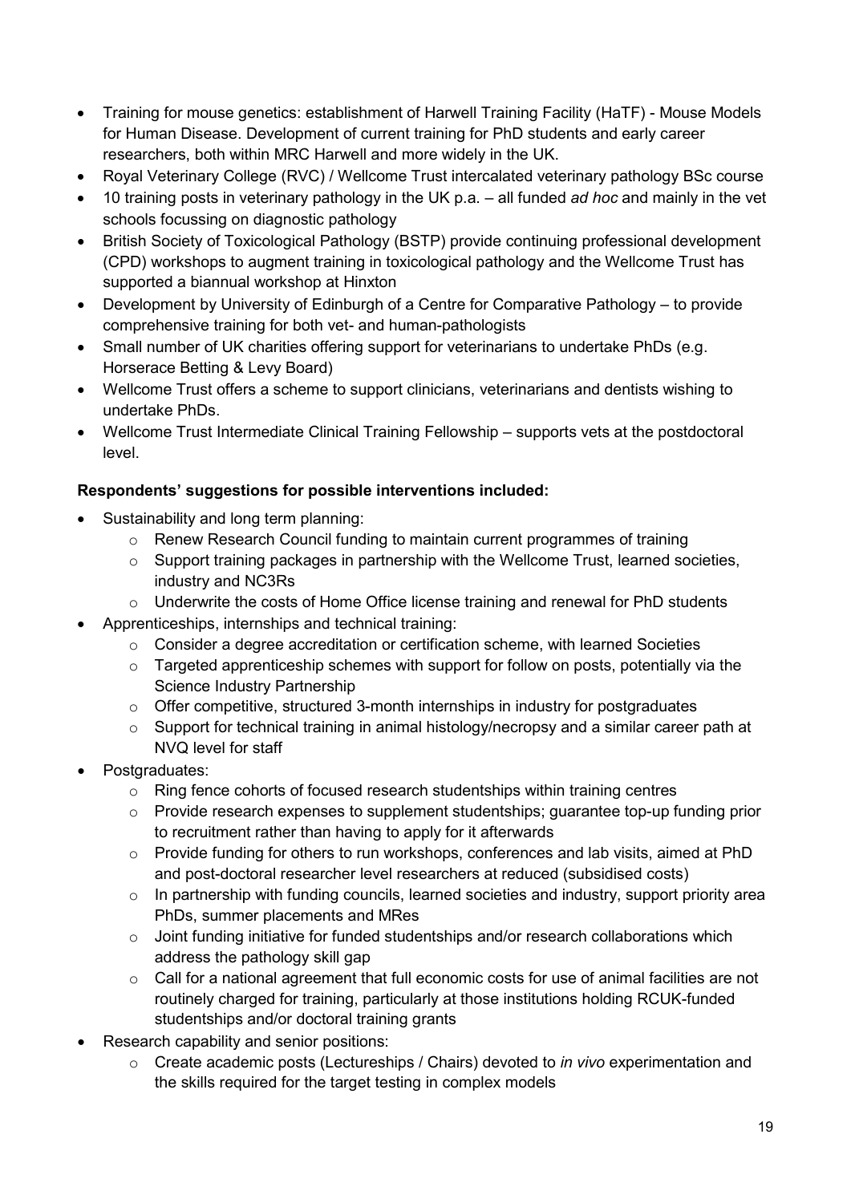- Training for mouse genetics: establishment of Harwell Training Facility (HaTF) - Mouse Models for Human Disease. Development of current training for PhD students and early career researchers, both within MRC Harwell and more widely in the UK.
- Royal Veterinary College (RVC) / Wellcome Trust intercalated veterinary pathology BSc course
- 10 training posts in veterinary pathology in the UK p.a. – all funded *ad hoc* and mainly in the vet schools focussing on diagnostic pathology
- British Society of Toxicological Pathology (BSTP) provide continuing professional development (CPD) workshops to augment training in toxicological pathology and the Wellcome Trust has supported a biannual workshop at Hinxton
- Development by University of Edinburgh of a Centre for Comparative Pathology – to provide comprehensive training for both vet- and human-pathologists
- Small number of UK charities offering support for veterinarians to undertake PhDs (e.g. Horserace Betting & Levy Board)
- Wellcome Trust offers a scheme to support clinicians, veterinarians and dentists wishing to undertake PhDs.
- Wellcome Trust Intermediate Clinical Training Fellowship – supports vets at the postdoctoral level.

**Respondents' suggestions for possible interventions included:**

- Sustainability and long term planning:
  - Renew Research Council funding to maintain current programmes of training
  - Support training packages in partnership with the Wellcome Trust, learned societies, industry and NC3Rs
  - Underwrite the costs of Home Office license training and renewal for PhD students
- Apprenticeships, internships and technical training:
  - Consider a degree accreditation or certification scheme, with learned Societies
  - Targeted apprenticeship schemes with support for follow on posts, potentially via the Science Industry Partnership
  - Offer competitive, structured 3-month internships in industry for postgraduates
  - Support for technical training in animal histology/necropsy and a similar career path at NVQ level for staff
- Postgraduates:
  - Ring fence cohorts of focused research studentships within training centres
  - Provide research expenses to supplement studentships; guarantee top-up funding prior to recruitment rather than having to apply for it afterwards
  - Provide funding for others to run workshops, conferences and lab visits, aimed at PhD and post-doctoral researcher level researchers at reduced (subsidised costs)
  - In partnership with funding councils, learned societies and industry, support priority area PhDs, summer placements and MRes
  - Joint funding initiative for funded studentships and/or research collaborations which address the pathology skill gap
  - Call for a national agreement that full economic costs for use of animal facilities are not routinely charged for training, particularly at those institutions holding RCUK-funded studentships and/or doctoral training grants
- Research capability and senior positions:
  - Create academic posts (Lectureships / Chairs) devoted to *in vivo* experimentation and the skills required for the target testing in complex models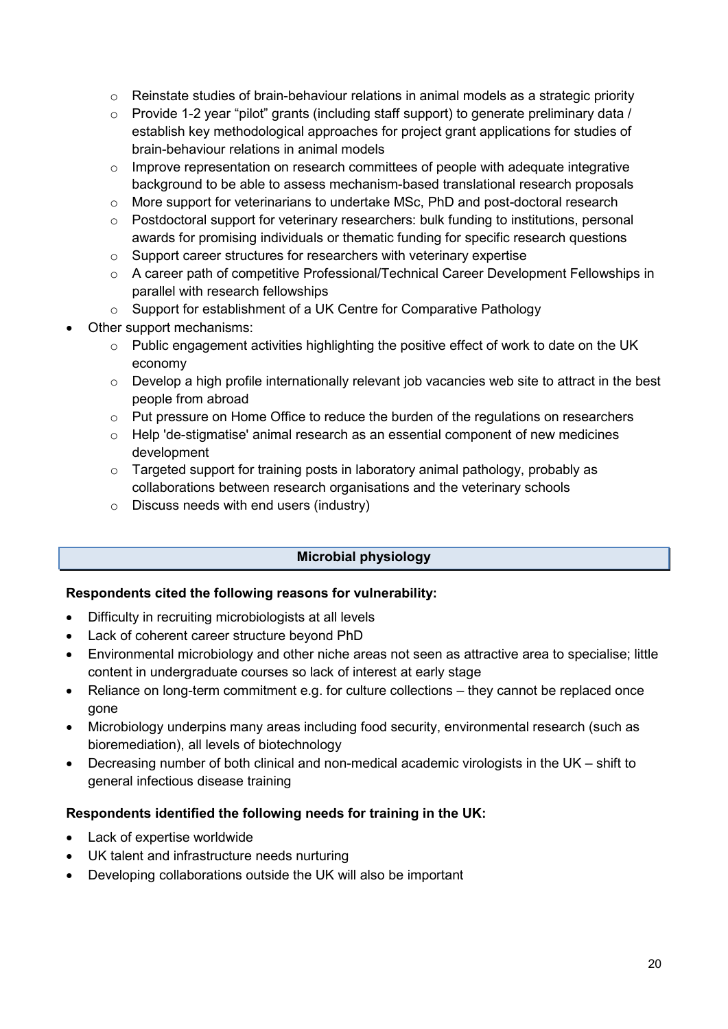- Reinstate studies of brain-behaviour relations in animal models as a strategic priority
  - Provide 1-2 year "pilot" grants (including staff support) to generate preliminary data / establish key methodological approaches for project grant applications for studies of brain-behaviour relations in animal models
  - Improve representation on research committees of people with adequate integrative background to be able to assess mechanism-based translational research proposals
  - More support for veterinarians to undertake MSc, PhD and post-doctoral research
  - Postdoctoral support for veterinary researchers: bulk funding to institutions, personal awards for promising individuals or thematic funding for specific research questions
  - Support career structures for researchers with veterinary expertise
  - A career path of competitive Professional/Technical Career Development Fellowships in parallel with research fellowships
  - Support for establishment of a UK Centre for Comparative Pathology
- Other support mechanisms:
  - Public engagement activities highlighting the positive effect of work to date on the UK economy
  - Develop a high profile internationally relevant job vacancies web site to attract in the best people from abroad
  - Put pressure on Home Office to reduce the burden of the regulations on researchers
  - Help 'de-stigmatise' animal research as an essential component of new medicines development
  - Targeted support for training posts in laboratory animal pathology, probably as collaborations between research organisations and the veterinary schools
  - Discuss needs with end users (industry)

## Microbial physiology

**Respondents cited the following reasons for vulnerability:**

- Difficulty in recruiting microbiologists at all levels
- Lack of coherent career structure beyond PhD
- Environmental microbiology and other niche areas not seen as attractive area to specialise; little content in undergraduate courses so lack of interest at early stage
- Reliance on long-term commitment e.g. for culture collections – they cannot be replaced once gone
- Microbiology underpins many areas including food security, environmental research (such as bioremediation), all levels of biotechnology
- Decreasing number of both clinical and non-medical academic virologists in the UK – shift to general infectious disease training

**Respondents identified the following needs for training in the UK:**

- Lack of expertise worldwide
- UK talent and infrastructure needs nurturing
- Developing collaborations outside the UK will also be important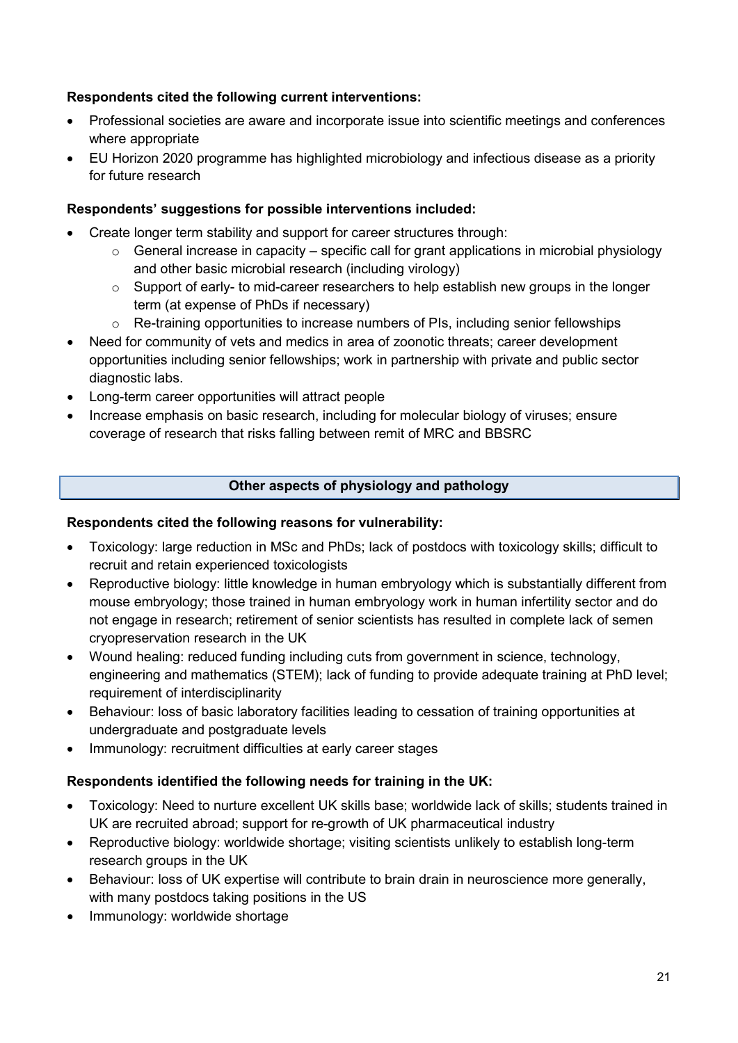**Respondents cited the following current interventions:**

- Professional societies are aware and incorporate issue into scientific meetings and conferences where appropriate
- EU Horizon 2020 programme has highlighted microbiology and infectious disease as a priority for future research

**Respondents' suggestions for possible interventions included:**

- Create longer term stability and support for career structures through:
  - General increase in capacity – specific call for grant applications in microbial physiology and other basic microbial research (including virology)
  - Support of early- to mid-career researchers to help establish new groups in the longer term (at expense of PhDs if necessary)
  - Re-training opportunities to increase numbers of PIs, including senior fellowships
- Need for community of vets and medics in area of zoonotic threats; career development opportunities including senior fellowships; work in partnership with private and public sector diagnostic labs.
- Long-term career opportunities will attract people
- Increase emphasis on basic research, including for molecular biology of viruses; ensure coverage of research that risks falling between remit of MRC and BBSRC

## Other aspects of physiology and pathology

**Respondents cited the following reasons for vulnerability:**

- Toxicology: large reduction in MSc and PhDs; lack of postdocs with toxicology skills; difficult to recruit and retain experienced toxicologists
- Reproductive biology: little knowledge in human embryology which is substantially different from mouse embryology; those trained in human embryology work in human infertility sector and do not engage in research; retirement of senior scientists has resulted in complete lack of semen cryopreservation research in the UK
- Wound healing: reduced funding including cuts from government in science, technology, engineering and mathematics (STEM); lack of funding to provide adequate training at PhD level; requirement of interdisciplinarity
- Behaviour: loss of basic laboratory facilities leading to cessation of training opportunities at undergraduate and postgraduate levels
- Immunology: recruitment difficulties at early career stages

**Respondents identified the following needs for training in the UK:**

- Toxicology: Need to nurture excellent UK skills base; worldwide lack of skills; students trained in UK are recruited abroad; support for re-growth of UK pharmaceutical industry
- Reproductive biology: worldwide shortage; visiting scientists unlikely to establish long-term research groups in the UK
- Behaviour: loss of UK expertise will contribute to brain drain in neuroscience more generally, with many postdocs taking positions in the US
- Immunology: worldwide shortage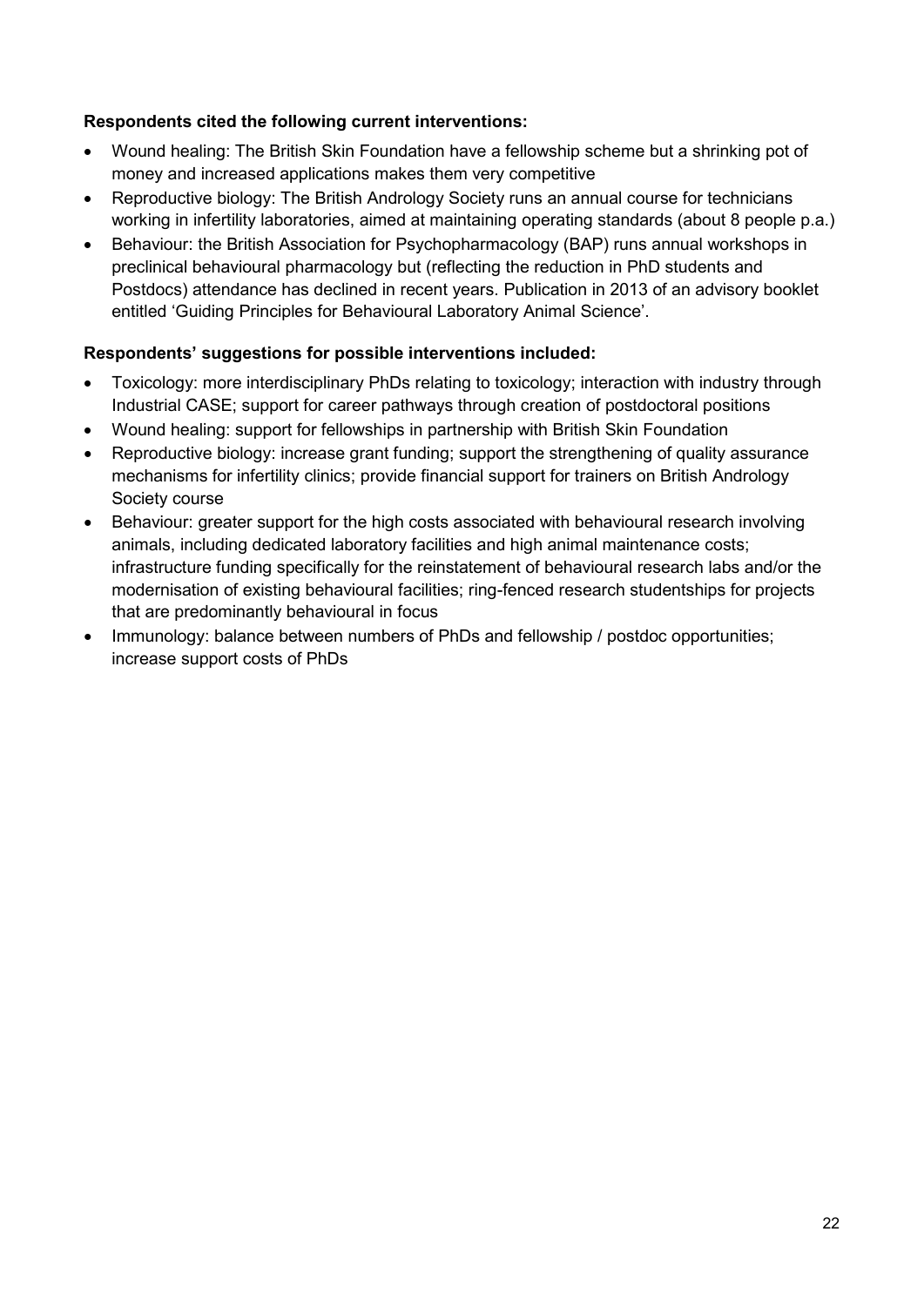**Respondents cited the following current interventions:**

- Wound healing: The British Skin Foundation have a fellowship scheme but a shrinking pot of money and increased applications makes them very competitive
- Reproductive biology: The British Andrology Society runs an annual course for technicians working in infertility laboratories, aimed at maintaining operating standards (about 8 people p.a.)
- Behaviour: the British Association for Psychopharmacology (BAP) runs annual workshops in preclinical behavioural pharmacology but (reflecting the reduction in PhD students and Postdocs) attendance has declined in recent years. Publication in 2013 of an advisory booklet entitled 'Guiding Principles for Behavioural Laboratory Animal Science'.

**Respondents' suggestions for possible interventions included:**

- Toxicology: more interdisciplinary PhDs relating to toxicology; interaction with industry through Industrial CASE; support for career pathways through creation of postdoctoral positions
- Wound healing: support for fellowships in partnership with British Skin Foundation
- Reproductive biology: increase grant funding; support the strengthening of quality assurance mechanisms for infertility clinics; provide financial support for trainers on British Andrology Society course
- Behaviour: greater support for the high costs associated with behavioural research involving animals, including dedicated laboratory facilities and high animal maintenance costs; infrastructure funding specifically for the reinstatement of behavioural research labs and/or the modernisation of existing behavioural facilities; ring-fenced research studentships for projects that are predominantly behavioural in focus
- Immunology: balance between numbers of PhDs and fellowship / postdoc opportunities; increase support costs of PhDs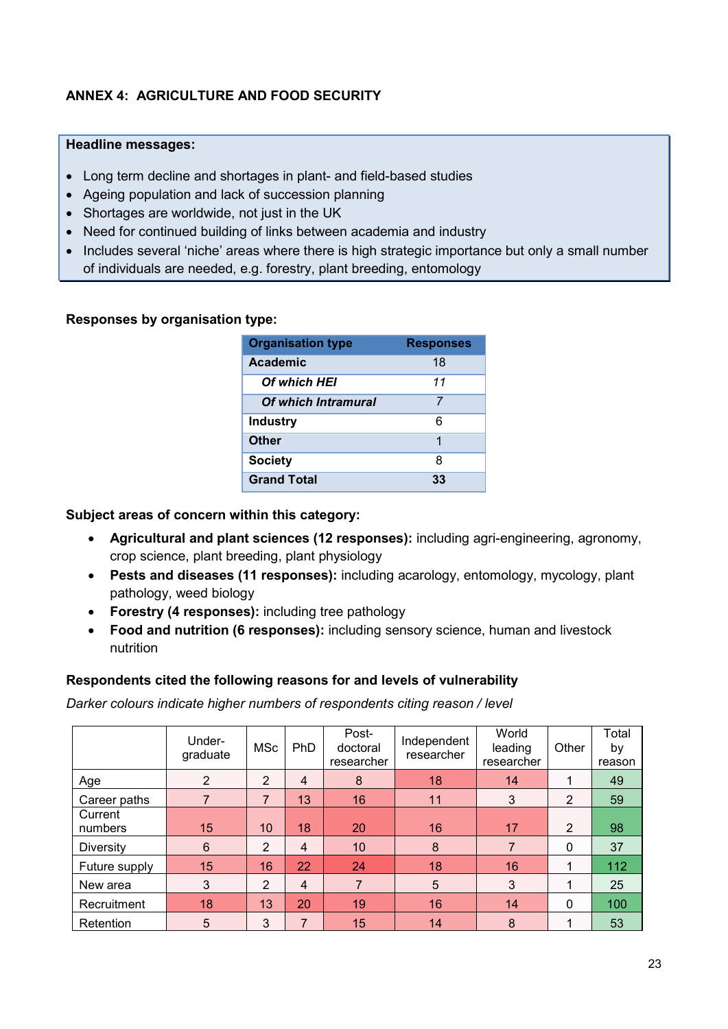# ANNEX 4: AGRICULTURE AND FOOD SECURITY

**Headline messages:**

- Long term decline and shortages in plant- and field-based studies
- Ageing population and lack of succession planning
- Shortages are worldwide, not just in the UK
- Need for continued building of links between academia and industry
- Includes several 'niche' areas where there is high strategic importance but only a small number of individuals are needed, e.g. forestry, plant breeding, entomology

**Responses by organisation type:**

| Organisation type | Responses |
|---|---|
| **Academic** | 18 |
| ***Of which HEI*** | *11* |
| ***Of which Intramural*** | *7* |
| **Industry** | 6 |
| **Other** | 1 |
| **Society** | 8 |
| **Grand Total** | **33** |

**Subject areas of concern within this category:**

- **Agricultural and plant sciences (12 responses):** including agri-engineering, agronomy, crop science, plant breeding, plant physiology
- **Pests and diseases (11 responses):** including acarology, entomology, mycology, plant pathology, weed biology
- **Forestry (4 responses):** including tree pathology
- **Food and nutrition (6 responses):** including sensory science, human and livestock nutrition

**Respondents cited the following reasons for and levels of vulnerability**

*Darker colours indicate higher numbers of respondents citing reason / level*

| | Under-graduate | MSc | PhD | Post-doctoral researcher | Independent researcher | World leading researcher | Other | Total by reason |
|---|---|---|---|---|---|---|---|---|
| Age | 2 | 2 | 4 | 8 | 18 | 14 | 1 | 49 |
| Career paths | 7 | 7 | 13 | 16 | 11 | 3 | 2 | 59 |
| Current numbers | 15 | 10 | 18 | 20 | 16 | 17 | 2 | 98 |
| Diversity | 6 | 2 | 4 | 10 | 8 | 7 | 0 | 37 |
| Future supply | 15 | 16 | 22 | 24 | 18 | 16 | 1 | 112 |
| New area | 3 | 2 | 4 | 7 | 5 | 3 | 1 | 25 |
| Recruitment | 18 | 13 | 20 | 19 | 16 | 14 | 0 | 100 |
| Retention | 5 | 3 | 7 | 15 | 14 | 8 | 1 | 53 |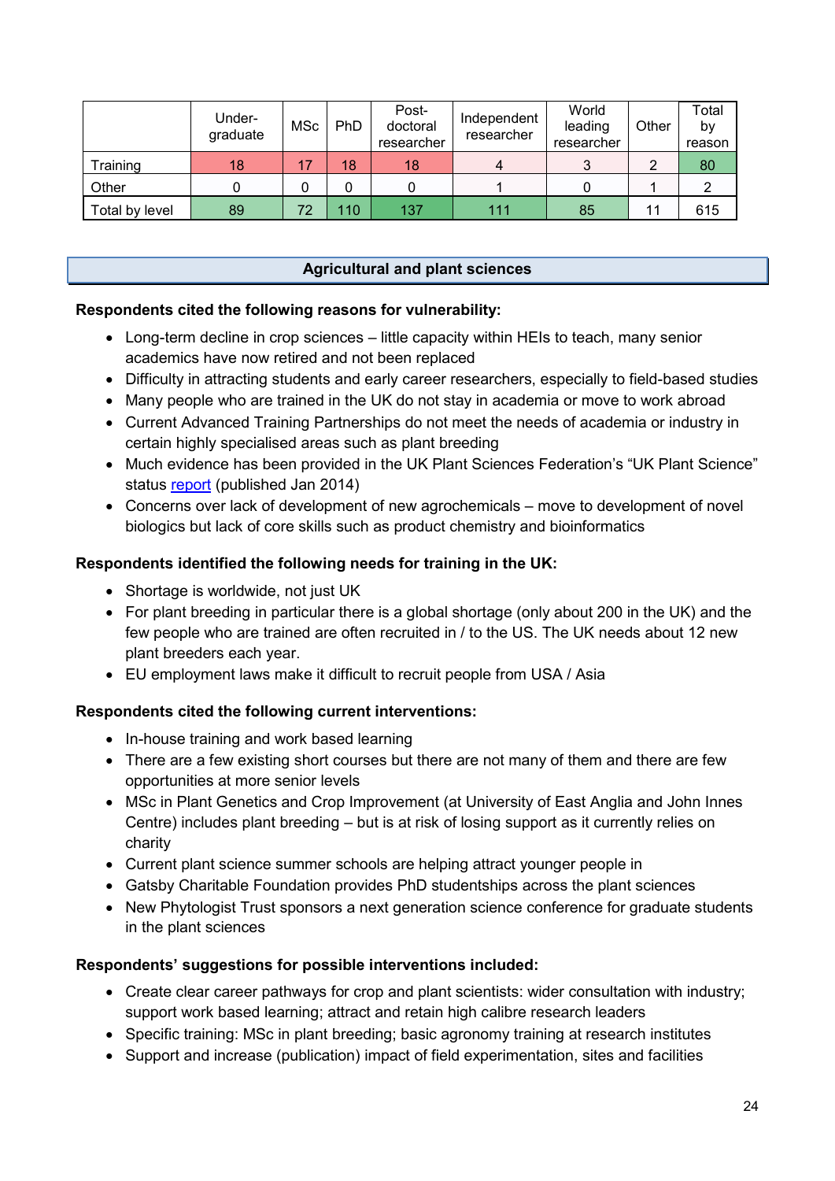| | Under-graduate | MSc | PhD | Post-doctoral researcher | Independent researcher | World leading researcher | Other | Total by reason |
|---|---|---|---|---|---|---|---|---|
| Training | 18 | 17 | 18 | 18 | 4 | 3 | 2 | 80 |
| Other | 0 | 0 | 0 | 0 | 1 | 0 | 1 | 2 |
| Total by level | 89 | 72 | 110 | 137 | 111 | 85 | 11 | 615 |

## Agricultural and plant sciences

**Respondents cited the following reasons for vulnerability:**

- Long-term decline in crop sciences – little capacity within HEIs to teach, many senior academics have now retired and not been replaced
- Difficulty in attracting students and early career researchers, especially to field-based studies
- Many people who are trained in the UK do not stay in academia or move to work abroad
- Current Advanced Training Partnerships do not meet the needs of academia or industry in certain highly specialised areas such as plant breeding
- Much evidence has been provided in the UK Plant Sciences Federation's "UK Plant Science" status report (published Jan 2014)
- Concerns over lack of development of new agrochemicals – move to development of novel biologics but lack of core skills such as product chemistry and bioinformatics

**Respondents identified the following needs for training in the UK:**

- Shortage is worldwide, not just UK
- For plant breeding in particular there is a global shortage (only about 200 in the UK) and the few people who are trained are often recruited in / to the US. The UK needs about 12 new plant breeders each year.
- EU employment laws make it difficult to recruit people from USA / Asia

**Respondents cited the following current interventions:**

- In-house training and work based learning
- There are a few existing short courses but there are not many of them and there are few opportunities at more senior levels
- MSc in Plant Genetics and Crop Improvement (at University of East Anglia and John Innes Centre) includes plant breeding – but is at risk of losing support as it currently relies on charity
- Current plant science summer schools are helping attract younger people in
- Gatsby Charitable Foundation provides PhD studentships across the plant sciences
- New Phytologist Trust sponsors a next generation science conference for graduate students in the plant sciences

**Respondents' suggestions for possible interventions included:**

- Create clear career pathways for crop and plant scientists: wider consultation with industry; support work based learning; attract and retain high calibre research leaders
- Specific training: MSc in plant breeding; basic agronomy training at research institutes
- Support and increase (publication) impact of field experimentation, sites and facilities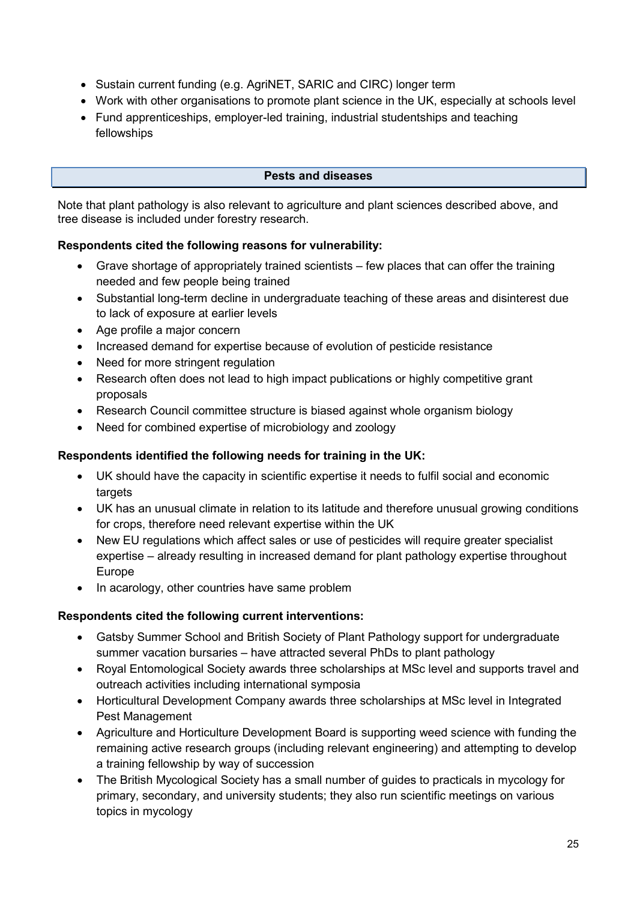- Sustain current funding (e.g. AgriNET, SARIC and CIRC) longer term
- Work with other organisations to promote plant science in the UK, especially at schools level
- Fund apprenticeships, employer-led training, industrial studentships and teaching fellowships

## Pests and diseases

Note that plant pathology is also relevant to agriculture and plant sciences described above, and tree disease is included under forestry research.

**Respondents cited the following reasons for vulnerability:**

- Grave shortage of appropriately trained scientists – few places that can offer the training needed and few people being trained
- Substantial long-term decline in undergraduate teaching of these areas and disinterest due to lack of exposure at earlier levels
- Age profile a major concern
- Increased demand for expertise because of evolution of pesticide resistance
- Need for more stringent regulation
- Research often does not lead to high impact publications or highly competitive grant proposals
- Research Council committee structure is biased against whole organism biology
- Need for combined expertise of microbiology and zoology

**Respondents identified the following needs for training in the UK:**

- UK should have the capacity in scientific expertise it needs to fulfil social and economic targets
- UK has an unusual climate in relation to its latitude and therefore unusual growing conditions for crops, therefore need relevant expertise within the UK
- New EU regulations which affect sales or use of pesticides will require greater specialist expertise – already resulting in increased demand for plant pathology expertise throughout Europe
- In acarology, other countries have same problem

**Respondents cited the following current interventions:**

- Gatsby Summer School and British Society of Plant Pathology support for undergraduate summer vacation bursaries – have attracted several PhDs to plant pathology
- Royal Entomological Society awards three scholarships at MSc level and supports travel and outreach activities including international symposia
- Horticultural Development Company awards three scholarships at MSc level in Integrated Pest Management
- Agriculture and Horticulture Development Board is supporting weed science with funding the remaining active research groups (including relevant engineering) and attempting to develop a training fellowship by way of succession
- The British Mycological Society has a small number of guides to practicals in mycology for primary, secondary, and university students; they also run scientific meetings on various topics in mycology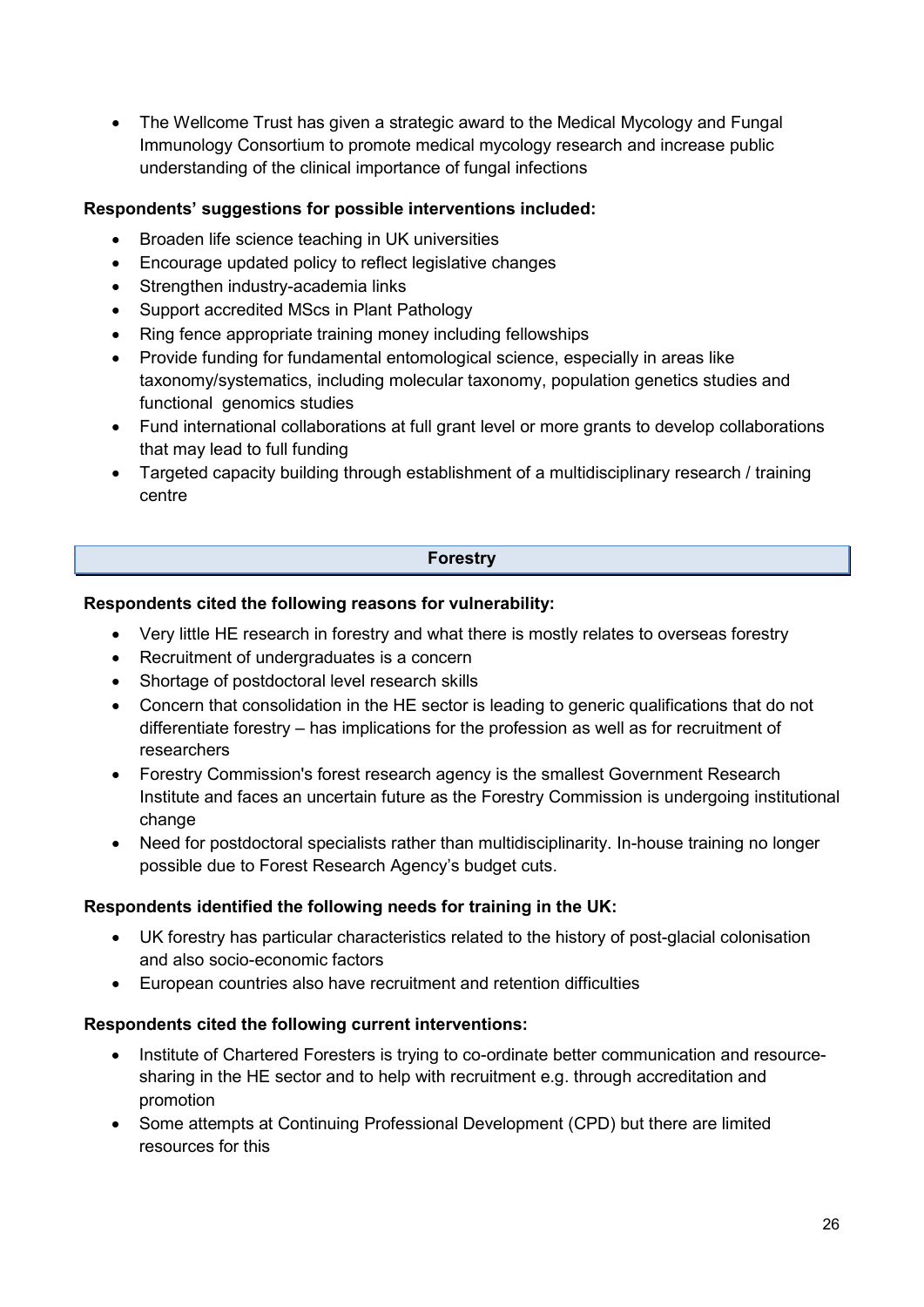- The Wellcome Trust has given a strategic award to the Medical Mycology and Fungal Immunology Consortium to promote medical mycology research and increase public understanding of the clinical importance of fungal infections

**Respondents' suggestions for possible interventions included:**

- Broaden life science teaching in UK universities
- Encourage updated policy to reflect legislative changes
- Strengthen industry-academia links
- Support accredited MScs in Plant Pathology
- Ring fence appropriate training money including fellowships
- Provide funding for fundamental entomological science, especially in areas like taxonomy/systematics, including molecular taxonomy, population genetics studies and functional genomics studies
- Fund international collaborations at full grant level or more grants to develop collaborations that may lead to full funding
- Targeted capacity building through establishment of a multidisciplinary research / training centre

## Forestry

**Respondents cited the following reasons for vulnerability:**

- Very little HE research in forestry and what there is mostly relates to overseas forestry
- Recruitment of undergraduates is a concern
- Shortage of postdoctoral level research skills
- Concern that consolidation in the HE sector is leading to generic qualifications that do not differentiate forestry – has implications for the profession as well as for recruitment of researchers
- Forestry Commission's forest research agency is the smallest Government Research Institute and faces an uncertain future as the Forestry Commission is undergoing institutional change
- Need for postdoctoral specialists rather than multidisciplinarity. In-house training no longer possible due to Forest Research Agency's budget cuts.

**Respondents identified the following needs for training in the UK:**

- UK forestry has particular characteristics related to the history of post-glacial colonisation and also socio-economic factors
- European countries also have recruitment and retention difficulties

**Respondents cited the following current interventions:**

- Institute of Chartered Foresters is trying to co-ordinate better communication and resource-sharing in the HE sector and to help with recruitment e.g. through accreditation and promotion
- Some attempts at Continuing Professional Development (CPD) but there are limited resources for this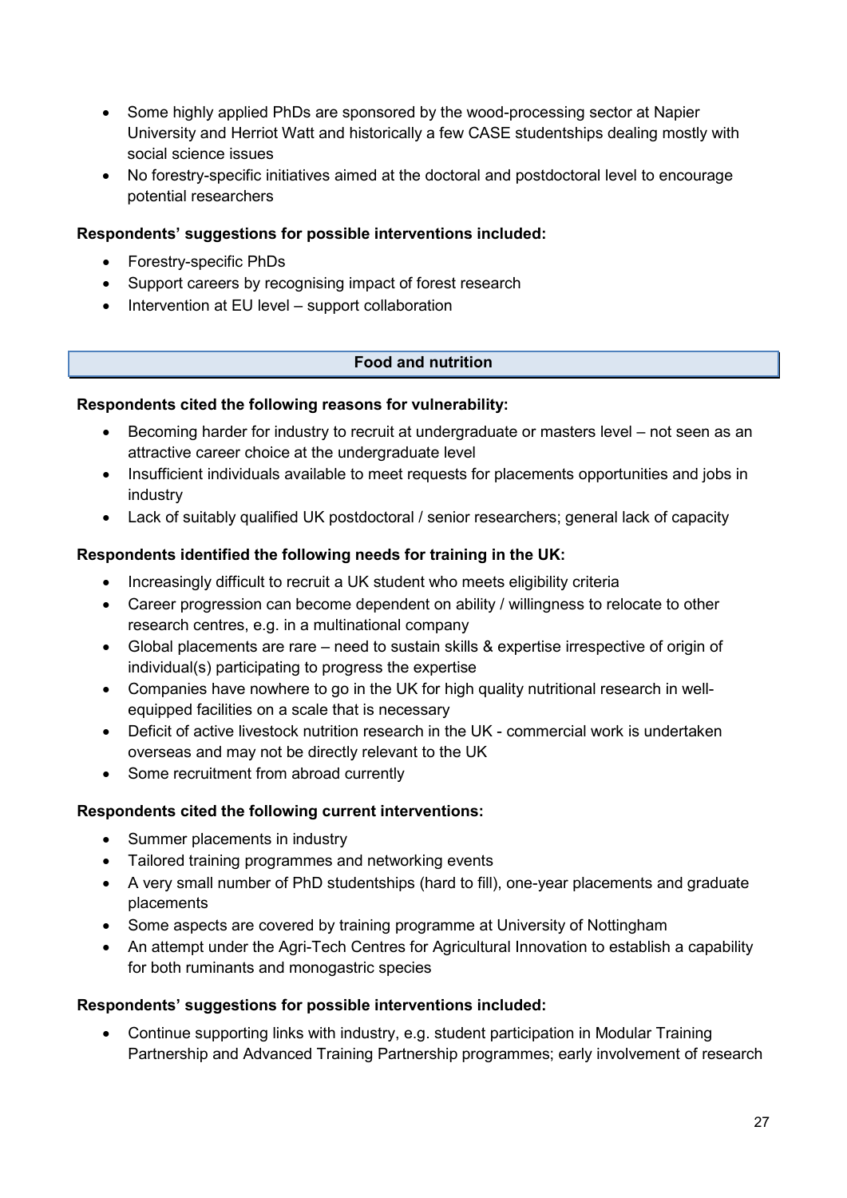- Some highly applied PhDs are sponsored by the wood-processing sector at Napier University and Herriot Watt and historically a few CASE studentships dealing mostly with social science issues
- No forestry-specific initiatives aimed at the doctoral and postdoctoral level to encourage potential researchers

**Respondents' suggestions for possible interventions included:**

- Forestry-specific PhDs
- Support careers by recognising impact of forest research
- Intervention at EU level – support collaboration

## Food and nutrition

**Respondents cited the following reasons for vulnerability:**

- Becoming harder for industry to recruit at undergraduate or masters level – not seen as an attractive career choice at the undergraduate level
- Insufficient individuals available to meet requests for placements opportunities and jobs in industry
- Lack of suitably qualified UK postdoctoral / senior researchers; general lack of capacity

**Respondents identified the following needs for training in the UK:**

- Increasingly difficult to recruit a UK student who meets eligibility criteria
- Career progression can become dependent on ability / willingness to relocate to other research centres, e.g. in a multinational company
- Global placements are rare – need to sustain skills & expertise irrespective of origin of individual(s) participating to progress the expertise
- Companies have nowhere to go in the UK for high quality nutritional research in well-equipped facilities on a scale that is necessary
- Deficit of active livestock nutrition research in the UK - commercial work is undertaken overseas and may not be directly relevant to the UK
- Some recruitment from abroad currently

**Respondents cited the following current interventions:**

- Summer placements in industry
- Tailored training programmes and networking events
- A very small number of PhD studentships (hard to fill), one-year placements and graduate placements
- Some aspects are covered by training programme at University of Nottingham
- An attempt under the Agri-Tech Centres for Agricultural Innovation to establish a capability for both ruminants and monogastric species

**Respondents' suggestions for possible interventions included:**

- Continue supporting links with industry, e.g. student participation in Modular Training Partnership and Advanced Training Partnership programmes; early involvement of research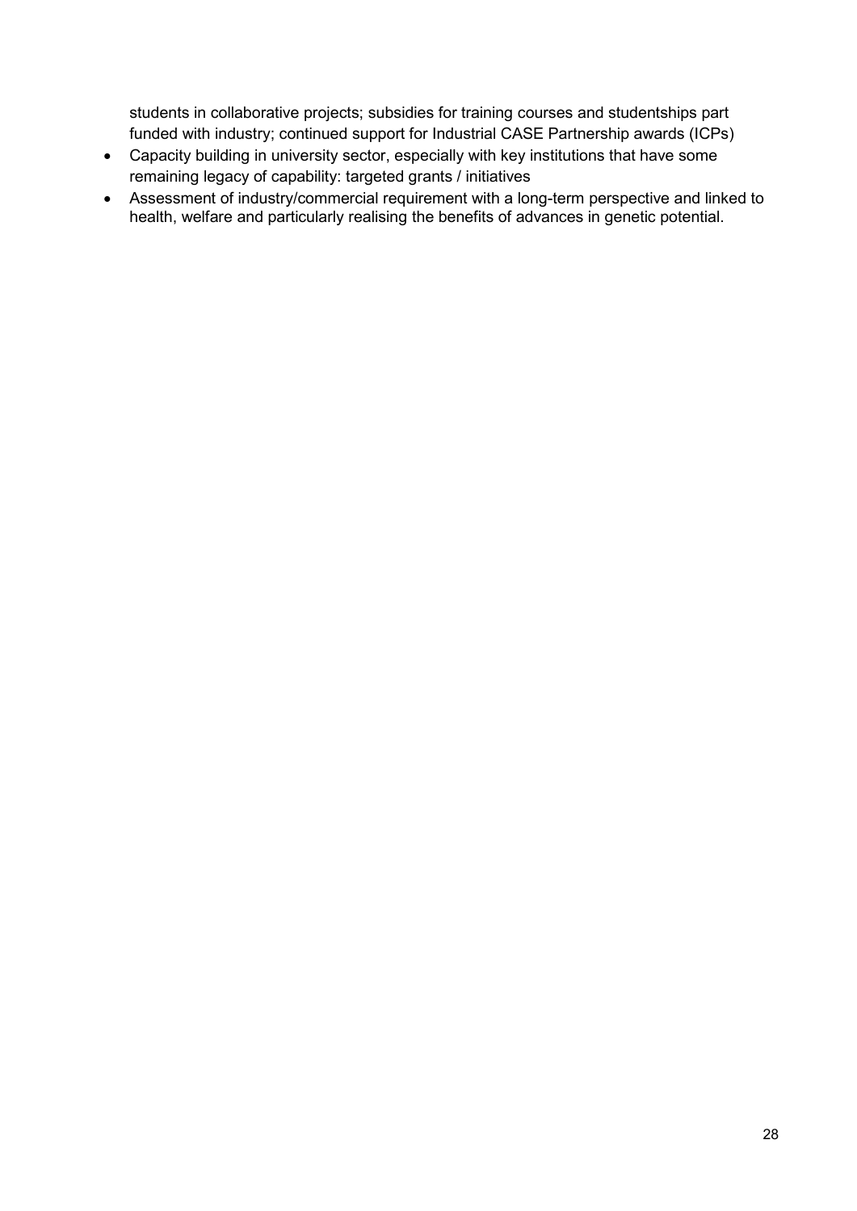students in collaborative projects; subsidies for training courses and studentships part funded with industry; continued support for Industrial CASE Partnership awards (ICPs)

- Capacity building in university sector, especially with key institutions that have some remaining legacy of capability: targeted grants / initiatives
- Assessment of industry/commercial requirement with a long-term perspective and linked to health, welfare and particularly realising the benefits of advances in genetic potential.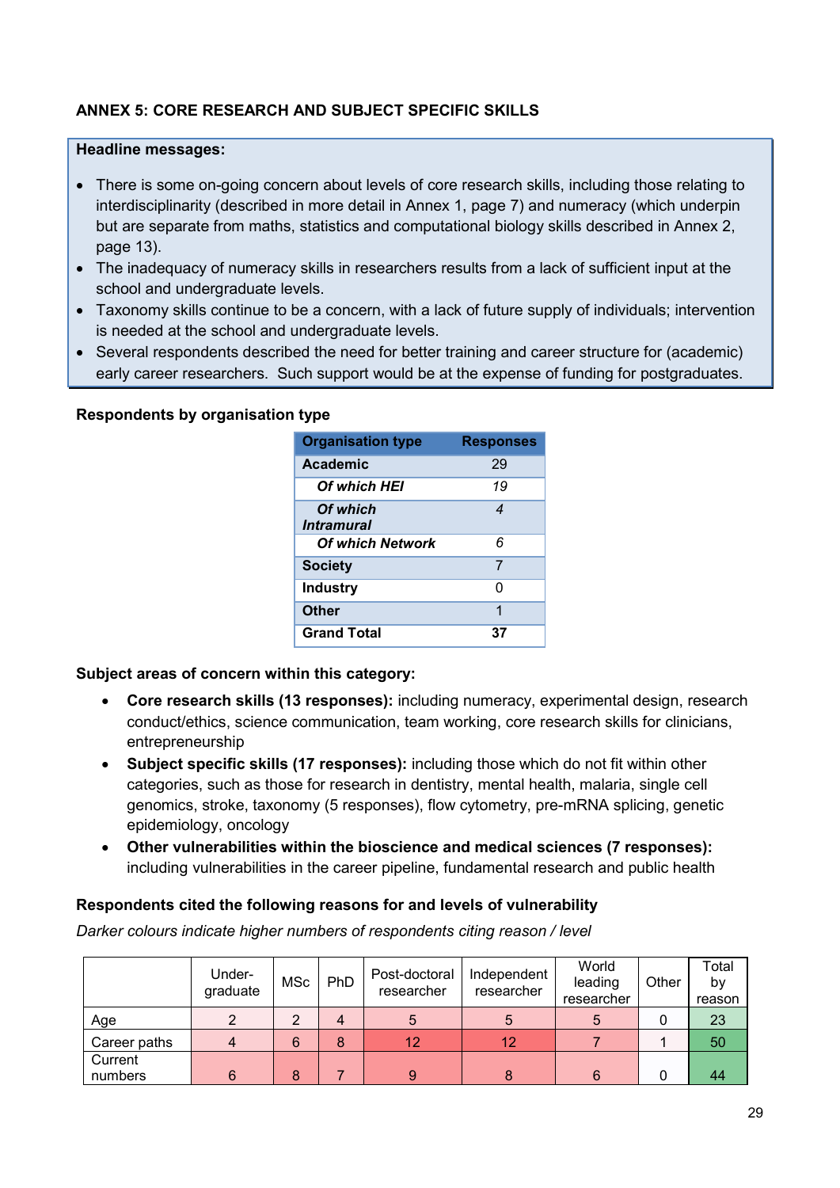## ANNEX 5: CORE RESEARCH AND SUBJECT SPECIFIC SKILLS

**Headline messages:**

- There is some on-going concern about levels of core research skills, including those relating to interdisciplinarity (described in more detail in Annex 1, page 7) and numeracy (which underpin but are separate from maths, statistics and computational biology skills described in Annex 2, page 13).
- The inadequacy of numeracy skills in researchers results from a lack of sufficient input at the school and undergraduate levels.
- Taxonomy skills continue to be a concern, with a lack of future supply of individuals; intervention is needed at the school and undergraduate levels.
- Several respondents described the need for better training and career structure for (academic) early career researchers. Such support would be at the expense of funding for postgraduates.

### Respondents by organisation type

| Organisation type | Responses |
|---|---|
| **Academic** | 29 |
| ***Of which HEI*** | *19* |
| ***Of which Intramural*** | *4* |
| ***Of which Network*** | *6* |
| **Society** | 7 |
| **Industry** | 0 |
| **Other** | 1 |
| **Grand Total** | **37** |

### Subject areas of concern within this category:

- **Core research skills (13 responses):** including numeracy, experimental design, research conduct/ethics, science communication, team working, core research skills for clinicians, entrepreneurship
- **Subject specific skills (17 responses):** including those which do not fit within other categories, such as those for research in dentistry, mental health, malaria, single cell genomics, stroke, taxonomy (5 responses), flow cytometry, pre-mRNA splicing, genetic epidemiology, oncology
- **Other vulnerabilities within the bioscience and medical sciences (7 responses):** including vulnerabilities in the career pipeline, fundamental research and public health

### Respondents cited the following reasons for and levels of vulnerability

*Darker colours indicate higher numbers of respondents citing reason / level*

| | Under-graduate | MSc | PhD | Post-doctoral researcher | Independent researcher | World leading researcher | Other | Total by reason |
|---|---|---|---|---|---|---|---|---|
| Age | 2 | 2 | 4 | 5 | 5 | 5 | 0 | 23 |
| Career paths | 4 | 6 | 8 | 12 | 12 | 7 | 1 | 50 |
| Current numbers | 6 | 8 | 7 | 9 | 8 | 6 | 0 | 44 |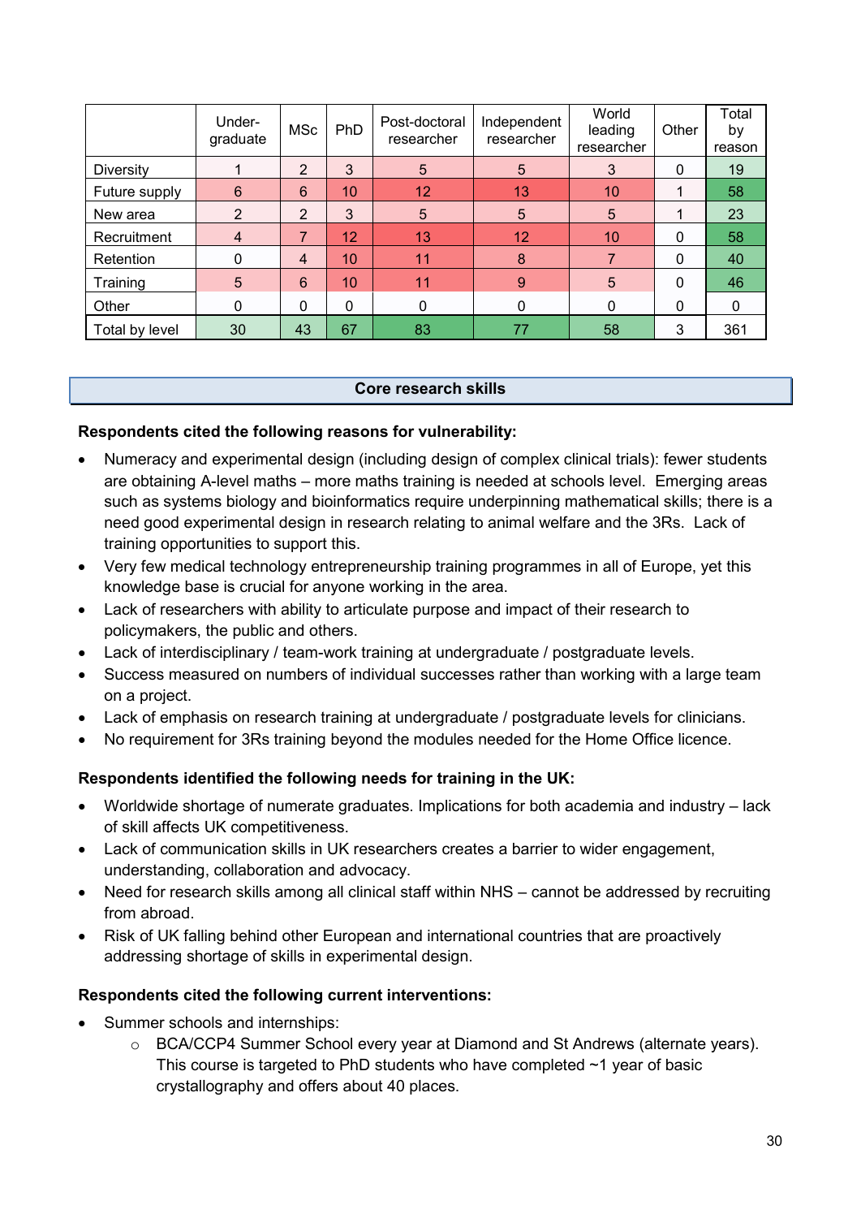| | Under-graduate | MSc | PhD | Post-doctoral researcher | Independent researcher | World leading researcher | Other | Total by reason |
|---|---|---|---|---|---|---|---|---|
| Diversity | 1 | 2 | 3 | 5 | 5 | 3 | 0 | 19 |
| Future supply | 6 | 6 | 10 | 12 | 13 | 10 | 1 | 58 |
| New area | 2 | 2 | 3 | 5 | 5 | 5 | 1 | 23 |
| Recruitment | 4 | 7 | 12 | 13 | 12 | 10 | 0 | 58 |
| Retention | 0 | 4 | 10 | 11 | 8 | 7 | 0 | 40 |
| Training | 5 | 6 | 10 | 11 | 9 | 5 | 0 | 46 |
| Other | 0 | 0 | 0 | 0 | 0 | 0 | 0 | 0 |
| Total by level | 30 | 43 | 67 | 83 | 77 | 58 | 3 | 361 |

## Core research skills

**Respondents cited the following reasons for vulnerability:**

- Numeracy and experimental design (including design of complex clinical trials): fewer students are obtaining A-level maths – more maths training is needed at schools level. Emerging areas such as systems biology and bioinformatics require underpinning mathematical skills; there is a need good experimental design in research relating to animal welfare and the 3Rs. Lack of training opportunities to support this.
- Very few medical technology entrepreneurship training programmes in all of Europe, yet this knowledge base is crucial for anyone working in the area.
- Lack of researchers with ability to articulate purpose and impact of their research to policymakers, the public and others.
- Lack of interdisciplinary / team-work training at undergraduate / postgraduate levels.
- Success measured on numbers of individual successes rather than working with a large team on a project.
- Lack of emphasis on research training at undergraduate / postgraduate levels for clinicians.
- No requirement for 3Rs training beyond the modules needed for the Home Office licence.

**Respondents identified the following needs for training in the UK:**

- Worldwide shortage of numerate graduates. Implications for both academia and industry – lack of skill affects UK competitiveness.
- Lack of communication skills in UK researchers creates a barrier to wider engagement, understanding, collaboration and advocacy.
- Need for research skills among all clinical staff within NHS – cannot be addressed by recruiting from abroad.
- Risk of UK falling behind other European and international countries that are proactively addressing shortage of skills in experimental design.

**Respondents cited the following current interventions:**

- Summer schools and internships:
  - BCA/CCP4 Summer School every year at Diamond and St Andrews (alternate years). This course is targeted to PhD students who have completed ~1 year of basic crystallography and offers about 40 places.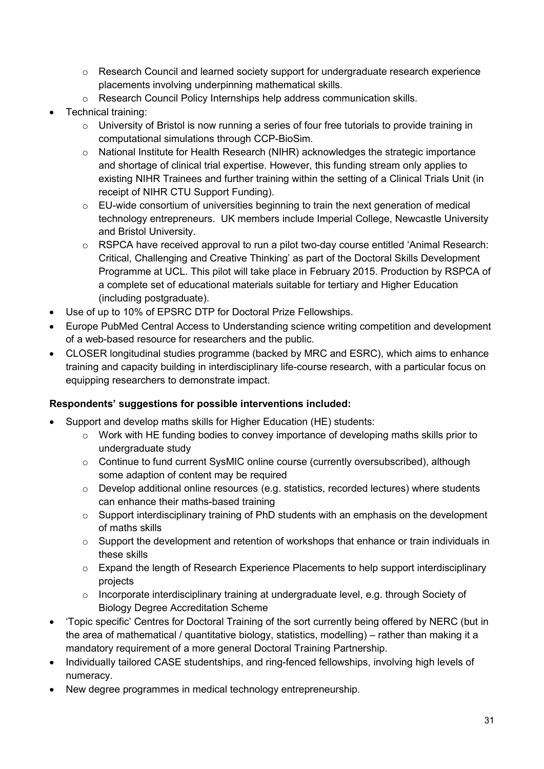- Research Council and learned society support for undergraduate research experience placements involving underpinning mathematical skills.
    - Research Council Policy Internships help address communication skills.
- Technical training:
    - University of Bristol is now running a series of four free tutorials to provide training in computational simulations through CCP-BioSim.
    - National Institute for Health Research (NIHR) acknowledges the strategic importance and shortage of clinical trial expertise. However, this funding stream only applies to existing NIHR Trainees and further training within the setting of a Clinical Trials Unit (in receipt of NIHR CTU Support Funding).
    - EU-wide consortium of universities beginning to train the next generation of medical technology entrepreneurs. UK members include Imperial College, Newcastle University and Bristol University.
    - RSPCA have received approval to run a pilot two-day course entitled 'Animal Research: Critical, Challenging and Creative Thinking' as part of the Doctoral Skills Development Programme at UCL. This pilot will take place in February 2015. Production by RSPCA of a complete set of educational materials suitable for tertiary and Higher Education (including postgraduate).
- Use of up to 10% of EPSRC DTP for Doctoral Prize Fellowships.
- Europe PubMed Central Access to Understanding science writing competition and development of a web-based resource for researchers and the public.
- CLOSER longitudinal studies programme (backed by MRC and ESRC), which aims to enhance training and capacity building in interdisciplinary life-course research, with a particular focus on equipping researchers to demonstrate impact.

**Respondents' suggestions for possible interventions included:**

- Support and develop maths skills for Higher Education (HE) students:
    - Work with HE funding bodies to convey importance of developing maths skills prior to undergraduate study
    - Continue to fund current SysMIC online course (currently oversubscribed), although some adaption of content may be required
    - Develop additional online resources (e.g. statistics, recorded lectures) where students can enhance their maths-based training
    - Support interdisciplinary training of PhD students with an emphasis on the development of maths skills
    - Support the development and retention of workshops that enhance or train individuals in these skills
    - Expand the length of Research Experience Placements to help support interdisciplinary projects
    - Incorporate interdisciplinary training at undergraduate level, e.g. through Society of Biology Degree Accreditation Scheme
- 'Topic specific' Centres for Doctoral Training of the sort currently being offered by NERC (but in the area of mathematical / quantitative biology, statistics, modelling) – rather than making it a mandatory requirement of a more general Doctoral Training Partnership.
- Individually tailored CASE studentships, and ring-fenced fellowships, involving high levels of numeracy.
- New degree programmes in medical technology entrepreneurship.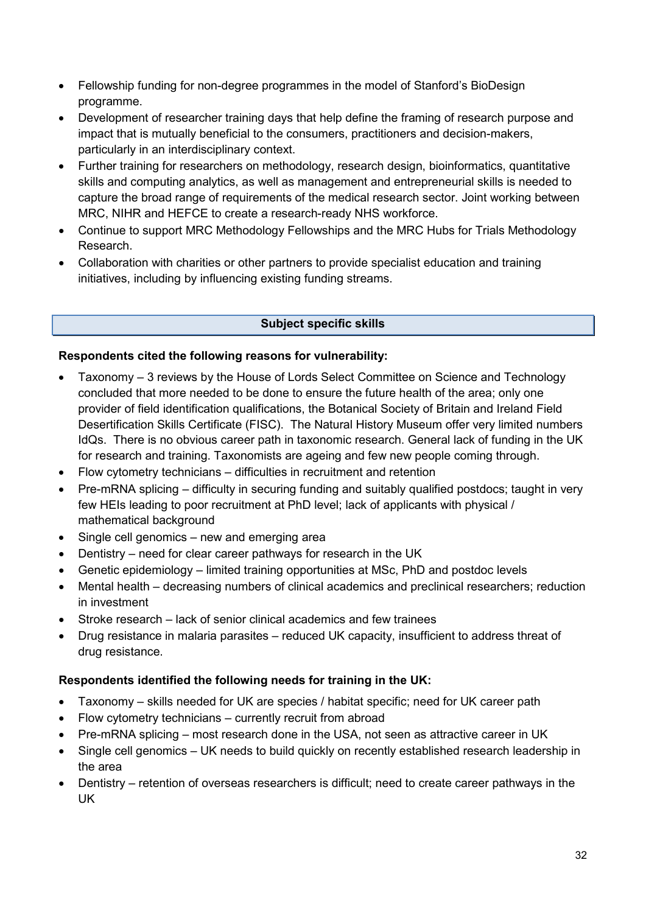- Fellowship funding for non-degree programmes in the model of Stanford's BioDesign programme.
- Development of researcher training days that help define the framing of research purpose and impact that is mutually beneficial to the consumers, practitioners and decision-makers, particularly in an interdisciplinary context.
- Further training for researchers on methodology, research design, bioinformatics, quantitative skills and computing analytics, as well as management and entrepreneurial skills is needed to capture the broad range of requirements of the medical research sector. Joint working between MRC, NIHR and HEFCE to create a research-ready NHS workforce.
- Continue to support MRC Methodology Fellowships and the MRC Hubs for Trials Methodology Research.
- Collaboration with charities or other partners to provide specialist education and training initiatives, including by influencing existing funding streams.

## Subject specific skills

**Respondents cited the following reasons for vulnerability:**

- Taxonomy – 3 reviews by the House of Lords Select Committee on Science and Technology concluded that more needed to be done to ensure the future health of the area; only one provider of field identification qualifications, the Botanical Society of Britain and Ireland Field Desertification Skills Certificate (FISC). The Natural History Museum offer very limited numbers IdQs. There is no obvious career path in taxonomic research. General lack of funding in the UK for research and training. Taxonomists are ageing and few new people coming through.
- Flow cytometry technicians – difficulties in recruitment and retention
- Pre-mRNA splicing – difficulty in securing funding and suitably qualified postdocs; taught in very few HEIs leading to poor recruitment at PhD level; lack of applicants with physical / mathematical background
- Single cell genomics – new and emerging area
- Dentistry – need for clear career pathways for research in the UK
- Genetic epidemiology – limited training opportunities at MSc, PhD and postdoc levels
- Mental health – decreasing numbers of clinical academics and preclinical researchers; reduction in investment
- Stroke research – lack of senior clinical academics and few trainees
- Drug resistance in malaria parasites – reduced UK capacity, insufficient to address threat of drug resistance.

**Respondents identified the following needs for training in the UK:**

- Taxonomy – skills needed for UK are species / habitat specific; need for UK career path
- Flow cytometry technicians – currently recruit from abroad
- Pre-mRNA splicing – most research done in the USA, not seen as attractive career in UK
- Single cell genomics – UK needs to build quickly on recently established research leadership in the area
- Dentistry – retention of overseas researchers is difficult; need to create career pathways in the UK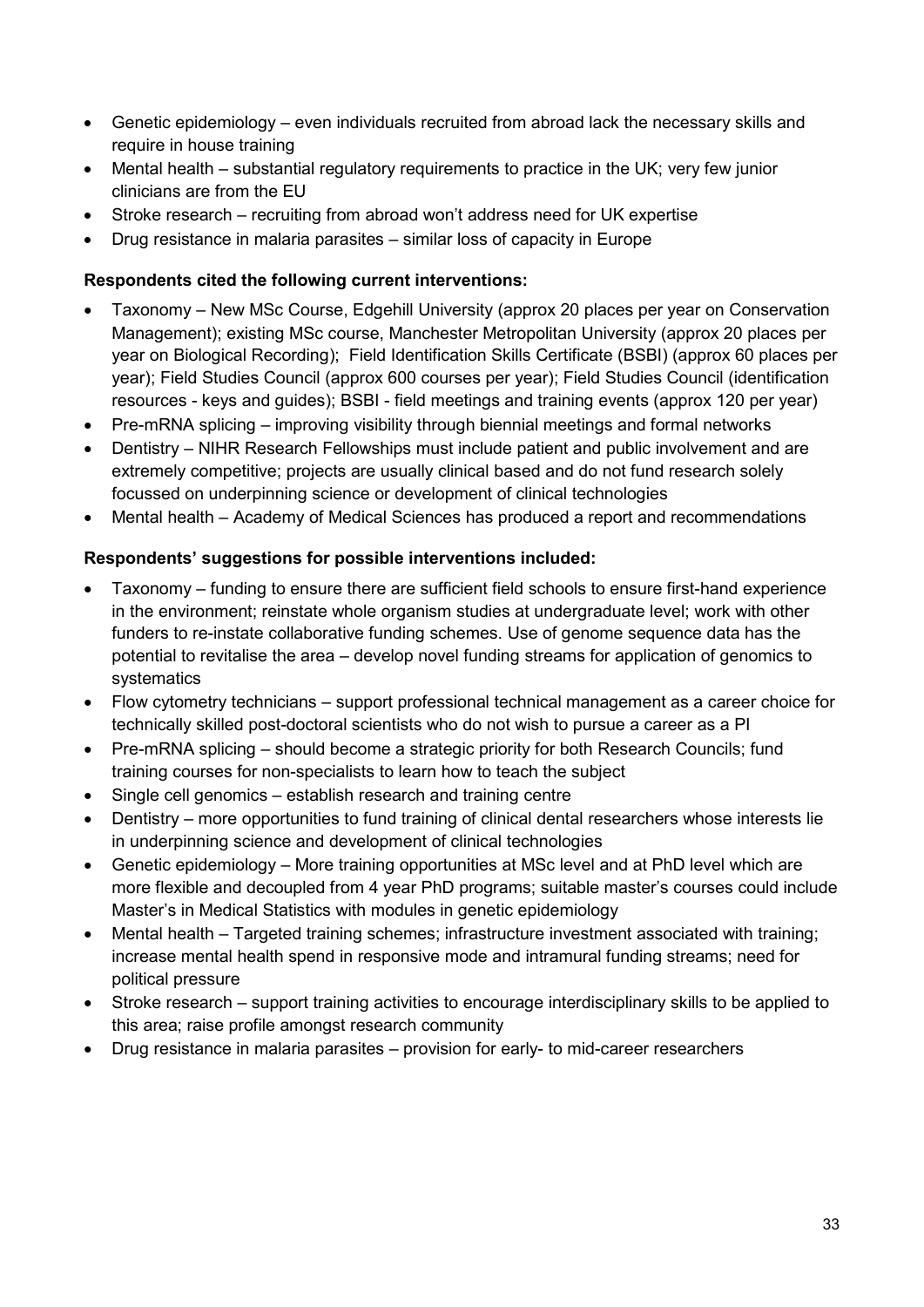- Genetic epidemiology – even individuals recruited from abroad lack the necessary skills and require in house training
- Mental health – substantial regulatory requirements to practice in the UK; very few junior clinicians are from the EU
- Stroke research – recruiting from abroad won't address need for UK expertise
- Drug resistance in malaria parasites – similar loss of capacity in Europe

**Respondents cited the following current interventions:**

- Taxonomy – New MSc Course, Edgehill University (approx 20 places per year on Conservation Management); existing MSc course, Manchester Metropolitan University (approx 20 places per year on Biological Recording); Field Identification Skills Certificate (BSBI) (approx 60 places per year); Field Studies Council (approx 600 courses per year); Field Studies Council (identification resources - keys and guides); BSBI - field meetings and training events (approx 120 per year)
- Pre-mRNA splicing – improving visibility through biennial meetings and formal networks
- Dentistry – NIHR Research Fellowships must include patient and public involvement and are extremely competitive; projects are usually clinical based and do not fund research solely focussed on underpinning science or development of clinical technologies
- Mental health – Academy of Medical Sciences has produced a report and recommendations

**Respondents' suggestions for possible interventions included:**

- Taxonomy – funding to ensure there are sufficient field schools to ensure first-hand experience in the environment; reinstate whole organism studies at undergraduate level; work with other funders to re-instate collaborative funding schemes. Use of genome sequence data has the potential to revitalise the area – develop novel funding streams for application of genomics to systematics
- Flow cytometry technicians – support professional technical management as a career choice for technically skilled post-doctoral scientists who do not wish to pursue a career as a PI
- Pre-mRNA splicing – should become a strategic priority for both Research Councils; fund training courses for non-specialists to learn how to teach the subject
- Single cell genomics – establish research and training centre
- Dentistry – more opportunities to fund training of clinical dental researchers whose interests lie in underpinning science and development of clinical technologies
- Genetic epidemiology – More training opportunities at MSc level and at PhD level which are more flexible and decoupled from 4 year PhD programs; suitable master's courses could include Master's in Medical Statistics with modules in genetic epidemiology
- Mental health – Targeted training schemes; infrastructure investment associated with training; increase mental health spend in responsive mode and intramural funding streams; need for political pressure
- Stroke research – support training activities to encourage interdisciplinary skills to be applied to this area; raise profile amongst research community
- Drug resistance in malaria parasites – provision for early- to mid-career researchers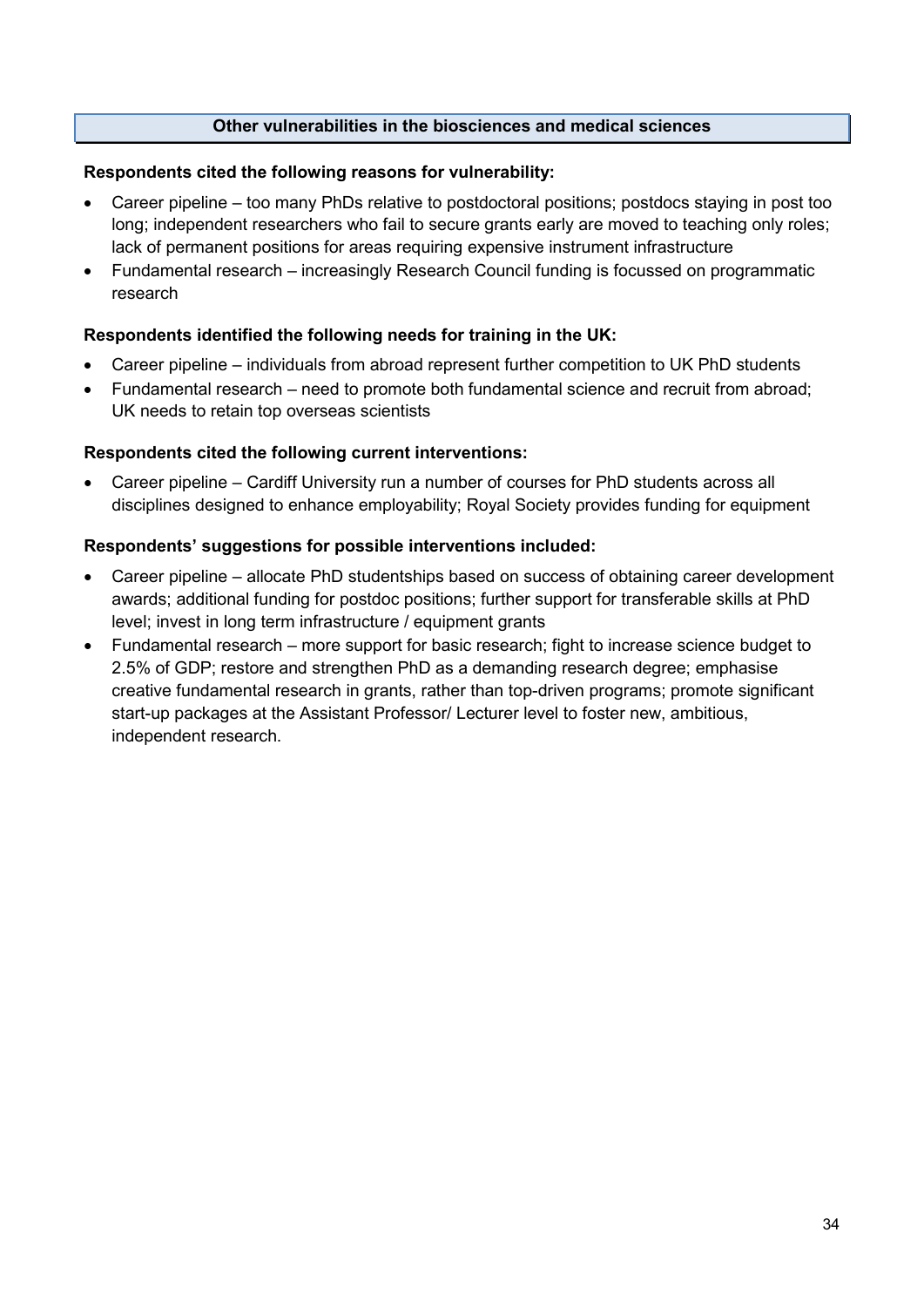## Other vulnerabilities in the biosciences and medical sciences

**Respondents cited the following reasons for vulnerability:**

- Career pipeline – too many PhDs relative to postdoctoral positions; postdocs staying in post too long; independent researchers who fail to secure grants early are moved to teaching only roles; lack of permanent positions for areas requiring expensive instrument infrastructure
- Fundamental research – increasingly Research Council funding is focussed on programmatic research

**Respondents identified the following needs for training in the UK:**

- Career pipeline – individuals from abroad represent further competition to UK PhD students
- Fundamental research – need to promote both fundamental science and recruit from abroad; UK needs to retain top overseas scientists

**Respondents cited the following current interventions:**

- Career pipeline – Cardiff University run a number of courses for PhD students across all disciplines designed to enhance employability; Royal Society provides funding for equipment

**Respondents' suggestions for possible interventions included:**

- Career pipeline – allocate PhD studentships based on success of obtaining career development awards; additional funding for postdoc positions; further support for transferable skills at PhD level; invest in long term infrastructure / equipment grants
- Fundamental research – more support for basic research; fight to increase science budget to 2.5% of GDP; restore and strengthen PhD as a demanding research degree; emphasise creative fundamental research in grants, rather than top-driven programs; promote significant start-up packages at the Assistant Professor/ Lecturer level to foster new, ambitious, independent research.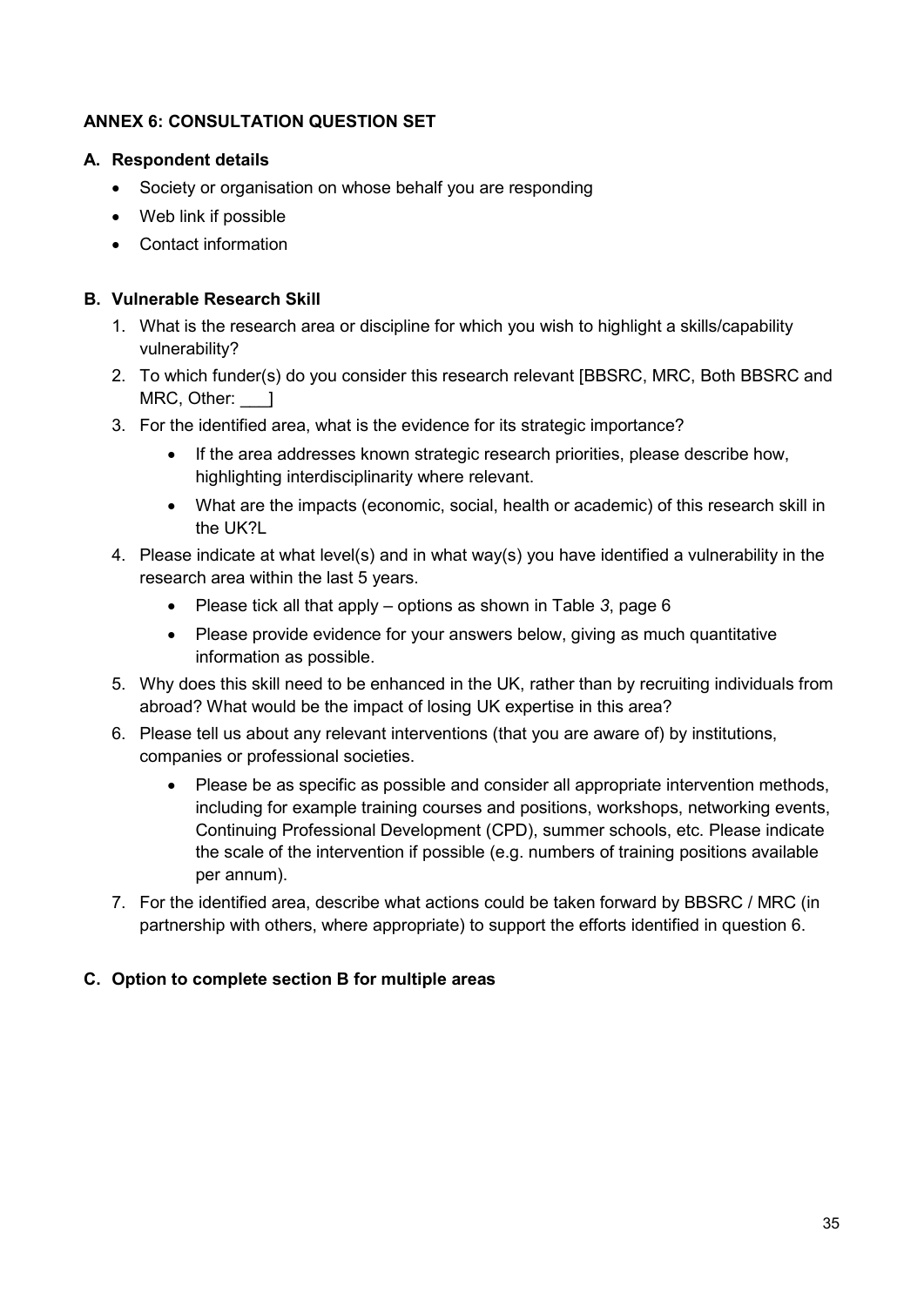## ANNEX 6: CONSULTATION QUESTION SET

### A. Respondent details

- Society or organisation on whose behalf you are responding
- Web link if possible
- Contact information

### B. Vulnerable Research Skill

1. What is the research area or discipline for which you wish to highlight a skills/capability vulnerability?
2. To which funder(s) do you consider this research relevant [BBSRC, MRC, Both BBSRC and MRC, Other: ___]
3. For the identified area, what is the evidence for its strategic importance?
   - If the area addresses known strategic research priorities, please describe how, highlighting interdisciplinarity where relevant.
   - What are the impacts (economic, social, health or academic) of this research skill in the UK?L
4. Please indicate at what level(s) and in what way(s) you have identified a vulnerability in the research area within the last 5 years.
   - Please tick all that apply – options as shown in Table *3*, page 6
   - Please provide evidence for your answers below, giving as much quantitative information as possible.
5. Why does this skill need to be enhanced in the UK, rather than by recruiting individuals from abroad? What would be the impact of losing UK expertise in this area?
6. Please tell us about any relevant interventions (that you are aware of) by institutions, companies or professional societies.
   - Please be as specific as possible and consider all appropriate intervention methods, including for example training courses and positions, workshops, networking events, Continuing Professional Development (CPD), summer schools, etc. Please indicate the scale of the intervention if possible (e.g. numbers of training positions available per annum).
7. For the identified area, describe what actions could be taken forward by BBSRC / MRC (in partnership with others, where appropriate) to support the efforts identified in question 6.

### C. Option to complete section B for multiple areas